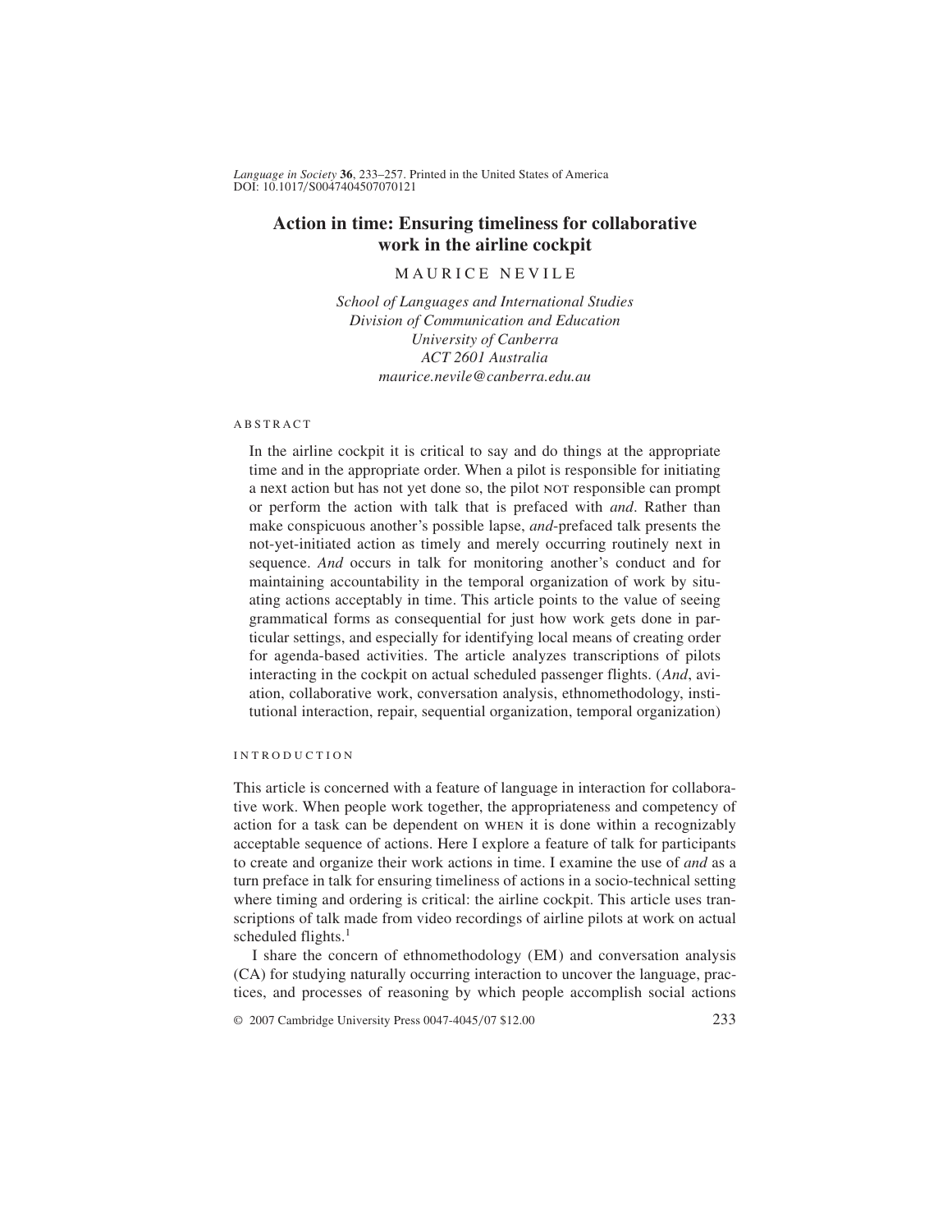# Action in time: Ensuring timeliness for collaborative work in the airline cockpit

MAURICE NEVILE

*School of Languages and International Studies*
*Division of Communication and Education*
*University of Canberra*
*ACT 2601 Australia*
*maurice.nevile@canberra.edu.au*

## ABSTRACT

In the airline cockpit it is critical to say and do things at the appropriate time and in the appropriate order. When a pilot is responsible for initiating a next action but has not yet done so, the pilot NOT responsible can prompt or perform the action with talk that is prefaced with *and*. Rather than make conspicuous another's possible lapse, *and*-prefaced talk presents the not-yet-initiated action as timely and merely occurring routinely next in sequence. *And* occurs in talk for monitoring another's conduct and for maintaining accountability in the temporal organization of work by situating actions acceptably in time. This article points to the value of seeing grammatical forms as consequential for just how work gets done in particular settings, and especially for identifying local means of creating order for agenda-based activities. The article analyzes transcriptions of pilots interacting in the cockpit on actual scheduled passenger flights. (*And*, aviation, collaborative work, conversation analysis, ethnomethodology, institutional interaction, repair, sequential organization, temporal organization)

## INTRODUCTION

This article is concerned with a feature of language in interaction for collaborative work. When people work together, the appropriateness and competency of action for a task can be dependent on WHEN it is done within a recognizably acceptable sequence of actions. Here I explore a feature of talk for participants to create and organize their work actions in time. I examine the use of *and* as a turn preface in talk for ensuring timeliness of actions in a socio-technical setting where timing and ordering is critical: the airline cockpit. This article uses transcriptions of talk made from video recordings of airline pilots at work on actual scheduled flights.[1]

I share the concern of ethnomethodology (EM) and conversation analysis (CA) for studying naturally occurring interaction to uncover the language, practices, and processes of reasoning by which people accomplish social actions

© 2007 Cambridge University Press 0047-4045/07 $12.00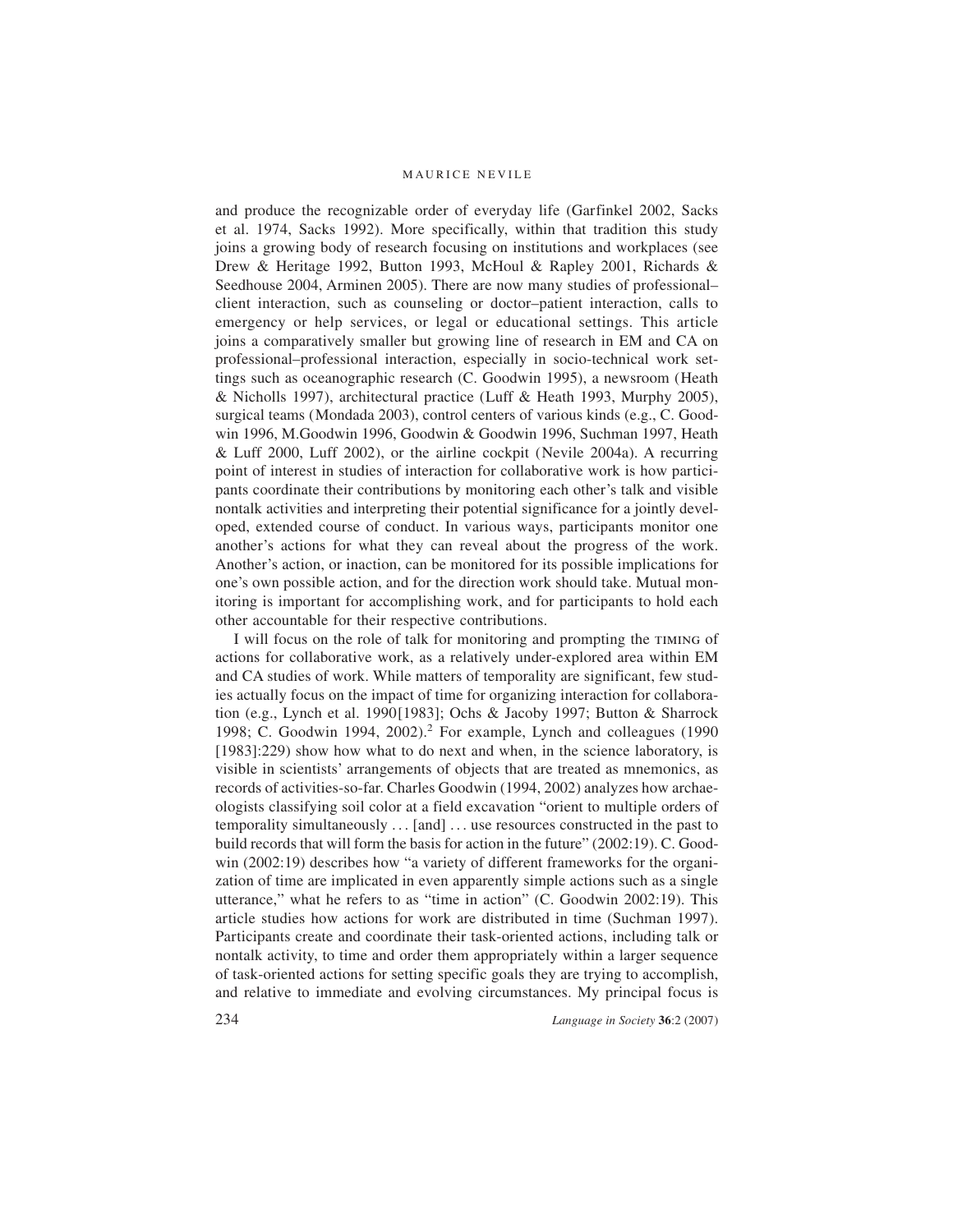and produce the recognizable order of everyday life (Garfinkel 2002, Sacks et al. 1974, Sacks 1992). More specifically, within that tradition this study joins a growing body of research focusing on institutions and workplaces (see Drew & Heritage 1992, Button 1993, McHoul & Rapley 2001, Richards & Seedhouse 2004, Arminen 2005). There are now many studies of professional–client interaction, such as counseling or doctor–patient interaction, calls to emergency or help services, or legal or educational settings. This article joins a comparatively smaller but growing line of research in EM and CA on professional–professional interaction, especially in socio-technical work settings such as oceanographic research (C. Goodwin 1995), a newsroom (Heath & Nicholls 1997), architectural practice (Luff & Heath 1993, Murphy 2005), surgical teams (Mondada 2003), control centers of various kinds (e.g., C. Goodwin 1996, M.Goodwin 1996, Goodwin & Goodwin 1996, Suchman 1997, Heath & Luff 2000, Luff 2002), or the airline cockpit (Nevile 2004a). A recurring point of interest in studies of interaction for collaborative work is how participants coordinate their contributions by monitoring each other's talk and visible nontalk activities and interpreting their potential significance for a jointly developed, extended course of conduct. In various ways, participants monitor one another's actions for what they can reveal about the progress of the work. Another's action, or inaction, can be monitored for its possible implications for one's own possible action, and for the direction work should take. Mutual monitoring is important for accomplishing work, and for participants to hold each other accountable for their respective contributions.

I will focus on the role of talk for monitoring and prompting the TIMING of actions for collaborative work, as a relatively under-explored area within EM and CA studies of work. While matters of temporality are significant, few studies actually focus on the impact of time for organizing interaction for collaboration (e.g., Lynch et al. 1990[1983]; Ochs & Jacoby 1997; Button & Sharrock 1998; C. Goodwin 1994, 2002).[2] For example, Lynch and colleagues (1990 [1983]:229) show how what to do next and when, in the science laboratory, is visible in scientists' arrangements of objects that are treated as mnemonics, as records of activities-so-far. Charles Goodwin (1994, 2002) analyzes how archaeologists classifying soil color at a field excavation "orient to multiple orders of temporality simultaneously ... [and] ... use resources constructed in the past to build records that will form the basis for action in the future" (2002:19). C. Goodwin (2002:19) describes how "a variety of different frameworks for the organization of time are implicated in even apparently simple actions such as a single utterance," what he refers to as "time in action" (C. Goodwin 2002:19). This article studies how actions for work are distributed in time (Suchman 1997). Participants create and coordinate their task-oriented actions, including talk or nontalk activity, to time and order them appropriately within a larger sequence of task-oriented actions for setting specific goals they are trying to accomplish, and relative to immediate and evolving circumstances. My principal focus is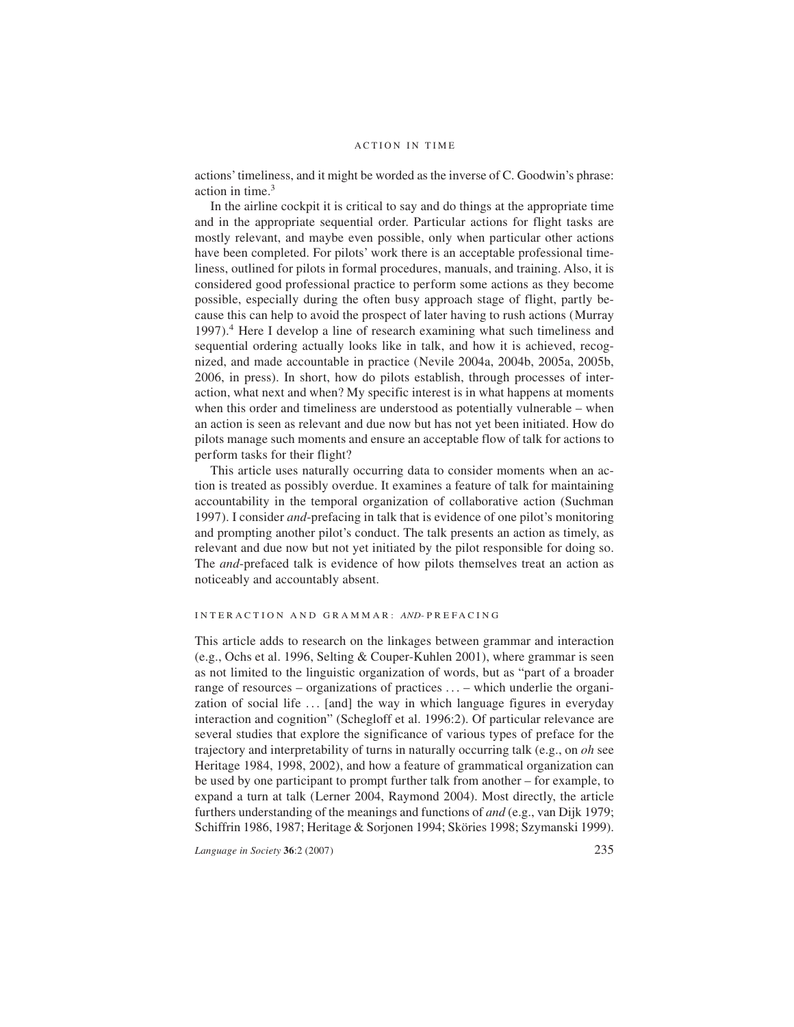actions' timeliness, and it might be worded as the inverse of C. Goodwin's phrase: action in time.[3]

In the airline cockpit it is critical to say and do things at the appropriate time and in the appropriate sequential order. Particular actions for flight tasks are mostly relevant, and maybe even possible, only when particular other actions have been completed. For pilots' work there is an acceptable professional timeliness, outlined for pilots in formal procedures, manuals, and training. Also, it is considered good professional practice to perform some actions as they become possible, especially during the often busy approach stage of flight, partly because this can help to avoid the prospect of later having to rush actions (Murray 1997).[4] Here I develop a line of research examining what such timeliness and sequential ordering actually looks like in talk, and how it is achieved, recognized, and made accountable in practice (Nevile 2004a, 2004b, 2005a, 2005b, 2006, in press). In short, how do pilots establish, through processes of interaction, what next and when? My specific interest is in what happens at moments when this order and timeliness are understood as potentially vulnerable – when an action is seen as relevant and due now but has not yet been initiated. How do pilots manage such moments and ensure an acceptable flow of talk for actions to perform tasks for their flight?

This article uses naturally occurring data to consider moments when an action is treated as possibly overdue. It examines a feature of talk for maintaining accountability in the temporal organization of collaborative action (Suchman 1997). I consider *and*-prefacing in talk that is evidence of one pilot's monitoring and prompting another pilot's conduct. The talk presents an action as timely, as relevant and due now but not yet initiated by the pilot responsible for doing so. The *and*-prefaced talk is evidence of how pilots themselves treat an action as noticeably and accountably absent.

## INTERACTION AND GRAMMAR: *AND*-PREFACING

This article adds to research on the linkages between grammar and interaction (e.g., Ochs et al. 1996, Selting & Couper-Kuhlen 2001), where grammar is seen as not limited to the linguistic organization of words, but as "part of a broader range of resources – organizations of practices … – which underlie the organization of social life … [and] the way in which language figures in everyday interaction and cognition" (Schegloff et al. 1996:2). Of particular relevance are several studies that explore the significance of various types of preface for the trajectory and interpretability of turns in naturally occurring talk (e.g., on *oh* see Heritage 1984, 1998, 2002), and how a feature of grammatical organization can be used by one participant to prompt further talk from another – for example, to expand a turn at talk (Lerner 2004, Raymond 2004). Most directly, the article furthers understanding of the meanings and functions of *and* (e.g., van Dijk 1979; Schiffrin 1986, 1987; Heritage & Sorjonen 1994; Sköries 1998; Szymanski 1999).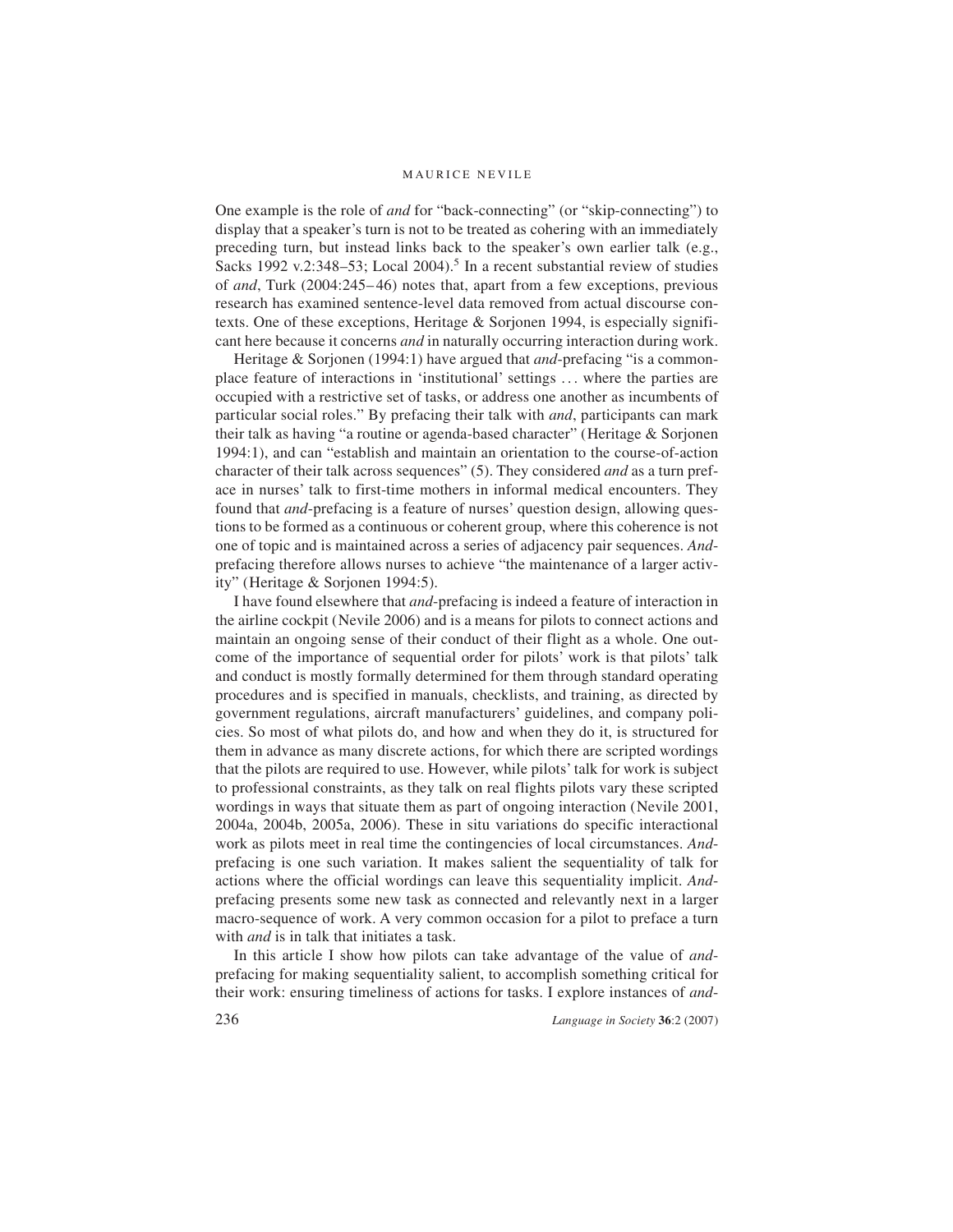One example is the role of *and* for "back-connecting" (or "skip-connecting") to display that a speaker's turn is not to be treated as cohering with an immediately preceding turn, but instead links back to the speaker's own earlier talk (e.g., Sacks 1992 v.2:348–53; Local 2004).[5] In a recent substantial review of studies of *and*, Turk (2004:245–46) notes that, apart from a few exceptions, previous research has examined sentence-level data removed from actual discourse contexts. One of these exceptions, Heritage & Sorjonen 1994, is especially significant here because it concerns *and* in naturally occurring interaction during work.

Heritage & Sorjonen (1994:1) have argued that *and*-prefacing "is a commonplace feature of interactions in 'institutional' settings ... where the parties are occupied with a restrictive set of tasks, or address one another as incumbents of particular social roles." By prefacing their talk with *and*, participants can mark their talk as having "a routine or agenda-based character" (Heritage & Sorjonen 1994:1), and can "establish and maintain an orientation to the course-of-action character of their talk across sequences" (5). They considered *and* as a turn preface in nurses' talk to first-time mothers in informal medical encounters. They found that *and*-prefacing is a feature of nurses' question design, allowing questions to be formed as a continuous or coherent group, where this coherence is not one of topic and is maintained across a series of adjacency pair sequences. *And*-prefacing therefore allows nurses to achieve "the maintenance of a larger activity" (Heritage & Sorjonen 1994:5).

I have found elsewhere that *and*-prefacing is indeed a feature of interaction in the airline cockpit (Nevile 2006) and is a means for pilots to connect actions and maintain an ongoing sense of their conduct of their flight as a whole. One outcome of the importance of sequential order for pilots' work is that pilots' talk and conduct is mostly formally determined for them through standard operating procedures and is specified in manuals, checklists, and training, as directed by government regulations, aircraft manufacturers' guidelines, and company policies. So most of what pilots do, and how and when they do it, is structured for them in advance as many discrete actions, for which there are scripted wordings that the pilots are required to use. However, while pilots' talk for work is subject to professional constraints, as they talk on real flights pilots vary these scripted wordings in ways that situate them as part of ongoing interaction (Nevile 2001, 2004a, 2004b, 2005a, 2006). These in situ variations do specific interactional work as pilots meet in real time the contingencies of local circumstances. *And*-prefacing is one such variation. It makes salient the sequentiality of talk for actions where the official wordings can leave this sequentiality implicit. *And*-prefacing presents some new task as connected and relevantly next in a larger macro-sequence of work. A very common occasion for a pilot to preface a turn with *and* is in talk that initiates a task.

In this article I show how pilots can take advantage of the value of *and*-prefacing for making sequentiality salient, to accomplish something critical for their work: ensuring timeliness of actions for tasks. I explore instances of *and*-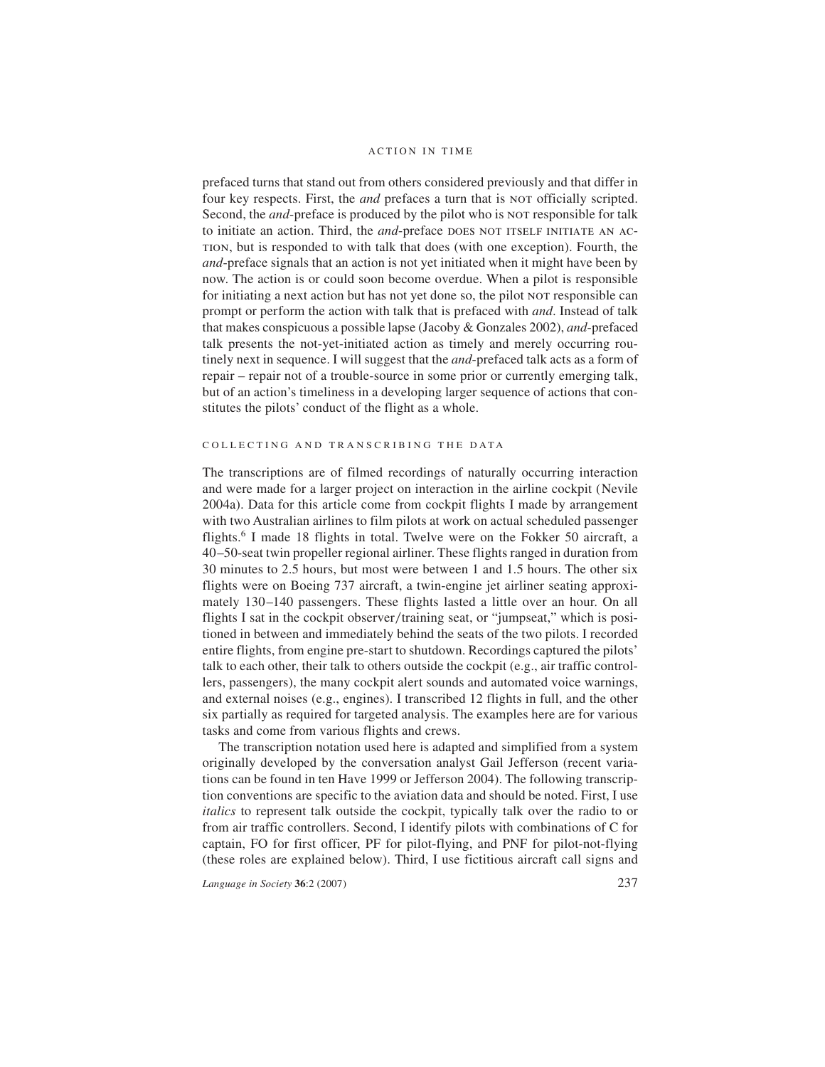prefaced turns that stand out from others considered previously and that differ in four key respects. First, the *and* prefaces a turn that is NOT officially scripted. Second, the *and*-preface is produced by the pilot who is NOT responsible for talk to initiate an action. Third, the *and*-preface DOES NOT ITSELF INITIATE AN ACTION, but is responded to with talk that does (with one exception). Fourth, the *and*-preface signals that an action is not yet initiated when it might have been by now. The action is or could soon become overdue. When a pilot is responsible for initiating a next action but has not yet done so, the pilot NOT responsible can prompt or perform the action with talk that is prefaced with *and*. Instead of talk that makes conspicuous a possible lapse (Jacoby & Gonzales 2002), *and*-prefaced talk presents the not-yet-initiated action as timely and merely occurring routinely next in sequence. I will suggest that the *and*-prefaced talk acts as a form of repair – repair not of a trouble-source in some prior or currently emerging talk, but of an action's timeliness in a developing larger sequence of actions that constitutes the pilots' conduct of the flight as a whole.

## COLLECTING AND TRANSCRIBING THE DATA

The transcriptions are of filmed recordings of naturally occurring interaction and were made for a larger project on interaction in the airline cockpit (Nevile 2004a). Data for this article come from cockpit flights I made by arrangement with two Australian airlines to film pilots at work on actual scheduled passenger flights.[6] I made 18 flights in total. Twelve were on the Fokker 50 aircraft, a 40–50-seat twin propeller regional airliner. These flights ranged in duration from 30 minutes to 2.5 hours, but most were between 1 and 1.5 hours. The other six flights were on Boeing 737 aircraft, a twin-engine jet airliner seating approximately 130–140 passengers. These flights lasted a little over an hour. On all flights I sat in the cockpit observer/training seat, or "jumpseat," which is positioned in between and immediately behind the seats of the two pilots. I recorded entire flights, from engine pre-start to shutdown. Recordings captured the pilots' talk to each other, their talk to others outside the cockpit (e.g., air traffic controllers, passengers), the many cockpit alert sounds and automated voice warnings, and external noises (e.g., engines). I transcribed 12 flights in full, and the other six partially as required for targeted analysis. The examples here are for various tasks and come from various flights and crews.

The transcription notation used here is adapted and simplified from a system originally developed by the conversation analyst Gail Jefferson (recent variations can be found in ten Have 1999 or Jefferson 2004). The following transcription conventions are specific to the aviation data and should be noted. First, I use *italics* to represent talk outside the cockpit, typically talk over the radio to or from air traffic controllers. Second, I identify pilots with combinations of C for captain, FO for first officer, PF for pilot-flying, and PNF for pilot-not-flying (these roles are explained below). Third, I use fictitious aircraft call signs and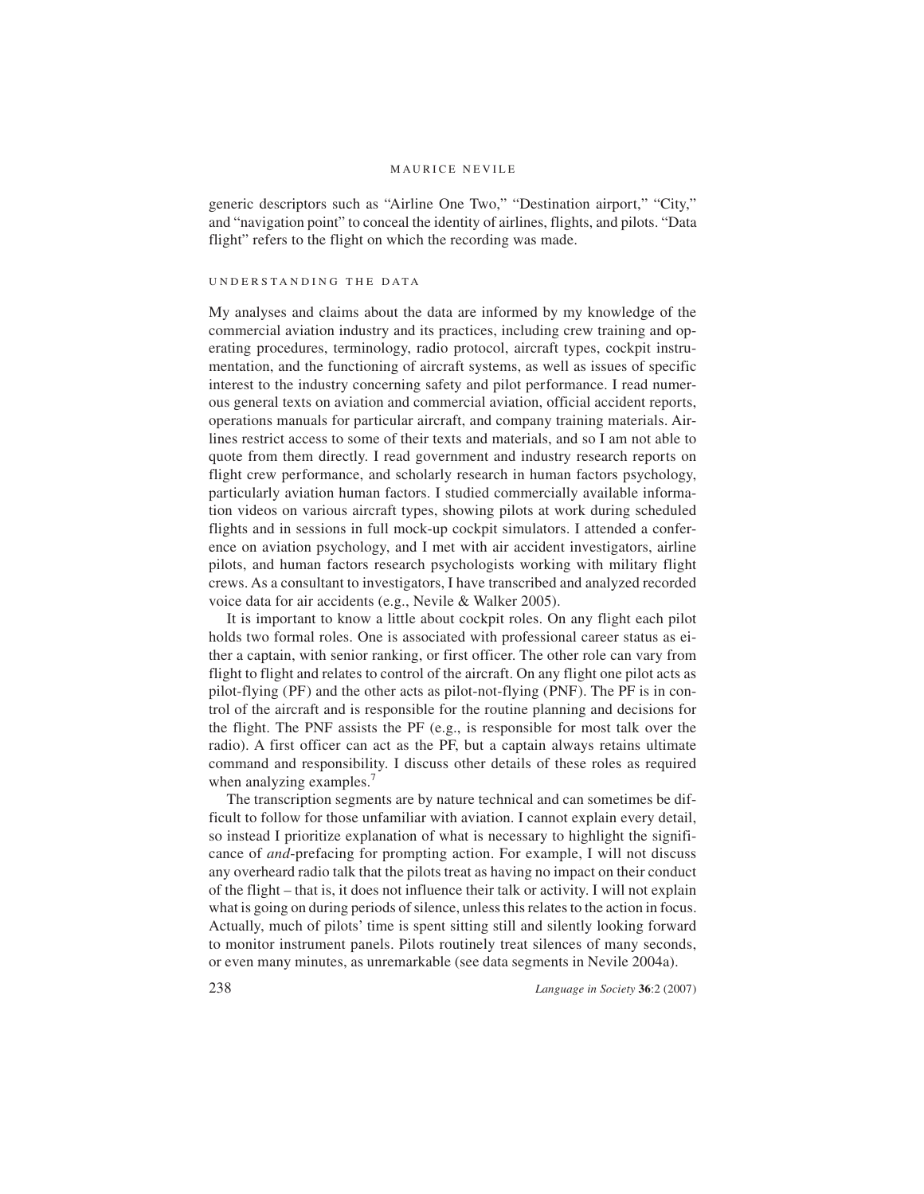generic descriptors such as "Airline One Two," "Destination airport," "City," and "navigation point" to conceal the identity of airlines, flights, and pilots. "Data flight" refers to the flight on which the recording was made.

## UNDERSTANDING THE DATA

My analyses and claims about the data are informed by my knowledge of the commercial aviation industry and its practices, including crew training and operating procedures, terminology, radio protocol, aircraft types, cockpit instrumentation, and the functioning of aircraft systems, as well as issues of specific interest to the industry concerning safety and pilot performance. I read numerous general texts on aviation and commercial aviation, official accident reports, operations manuals for particular aircraft, and company training materials. Airlines restrict access to some of their texts and materials, and so I am not able to quote from them directly. I read government and industry research reports on flight crew performance, and scholarly research in human factors psychology, particularly aviation human factors. I studied commercially available information videos on various aircraft types, showing pilots at work during scheduled flights and in sessions in full mock-up cockpit simulators. I attended a conference on aviation psychology, and I met with air accident investigators, airline pilots, and human factors research psychologists working with military flight crews. As a consultant to investigators, I have transcribed and analyzed recorded voice data for air accidents (e.g., Nevile & Walker 2005).

It is important to know a little about cockpit roles. On any flight each pilot holds two formal roles. One is associated with professional career status as either a captain, with senior ranking, or first officer. The other role can vary from flight to flight and relates to control of the aircraft. On any flight one pilot acts as pilot-flying (PF) and the other acts as pilot-not-flying (PNF). The PF is in control of the aircraft and is responsible for the routine planning and decisions for the flight. The PNF assists the PF (e.g., is responsible for most talk over the radio). A first officer can act as the PF, but a captain always retains ultimate command and responsibility. I discuss other details of these roles as required when analyzing examples.[7]

The transcription segments are by nature technical and can sometimes be difficult to follow for those unfamiliar with aviation. I cannot explain every detail, so instead I prioritize explanation of what is necessary to highlight the significance of *and*-prefacing for prompting action. For example, I will not discuss any overheard radio talk that the pilots treat as having no impact on their conduct of the flight – that is, it does not influence their talk or activity. I will not explain what is going on during periods of silence, unless this relates to the action in focus. Actually, much of pilots' time is spent sitting still and silently looking forward to monitor instrument panels. Pilots routinely treat silences of many seconds, or even many minutes, as unremarkable (see data segments in Nevile 2004a).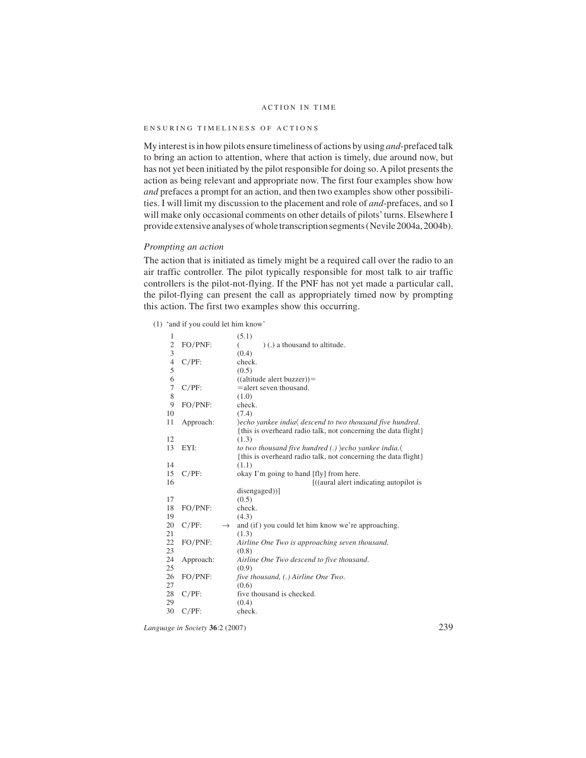## ENSURING TIMELINESS OF ACTIONS

My interest is in how pilots ensure timeliness of actions by using *and*-prefaced talk to bring an action to attention, where that action is timely, due around now, but has not yet been initiated by the pilot responsible for doing so. A pilot presents the action as being relevant and appropriate now. The first four examples show how *and* prefaces a prompt for an action, and then two examples show other possibilities. I will limit my discussion to the placement and role of *and*-prefaces, and so I will make only occasional comments on other details of pilots' turns. Elsewhere I provide extensive analyses of whole transcription segments (Nevile 2004a, 2004b).

### *Prompting an action*

The action that is initiated as timely might be a required call over the radio to an air traffic controller. The pilot typically responsible for most talk to air traffic controllers is the pilot-not-flying. If the PNF has not yet made a particular call, the pilot-flying can present the call as appropriately timed now by prompting this action. The first two examples show this occurring.

(1) 'and if you could let him know'

```
 1                    (5.1)
 2   FO/PNF:          (        ) (.) a thousand to altitude.
 3                    (0.4)
 4   C/PF:            check.
 5                    (0.5)
 6                    ((altitude alert buzzer))=
 7   C/PF:            =alert seven thousand.
 8                    (1.0)
 9   FO/PNF:          check.
10                    (7.4)
11   Approach:        〉echo yankee india〈 descend to two thousand five hundred.
                      {this is overheard radio talk, not concerning the data flight}
12                    (1.3)
13   EYI:             to two thousand five hundred (.) 〉echo yankee india.〈
                      {this is overheard radio talk, not concerning the data flight}
14                    (1.1)
15   C/PF:            okay I'm going to hand [fly] from here.
16                                           [((aural alert indicating autopilot is
                      disengaged))]
17                    (0.5)
18   FO/PNF:          check.
19                    (4.3)
20   C/PF:        →   and (if) you could let him know we're approaching.
21                    (1.3)
22   FO/PNF:          Airline One Two is approaching seven thousand.
23                    (0.8)
24   Approach:        Airline One Two descend to five thousand.
25                    (0.9)
26   FO/PNF:          five thousand, (.) Airline One Two.
27                    (0.6)
28   C/PF:            five thousand is checked.
29                    (0.4)
30   C/PF:            check.
```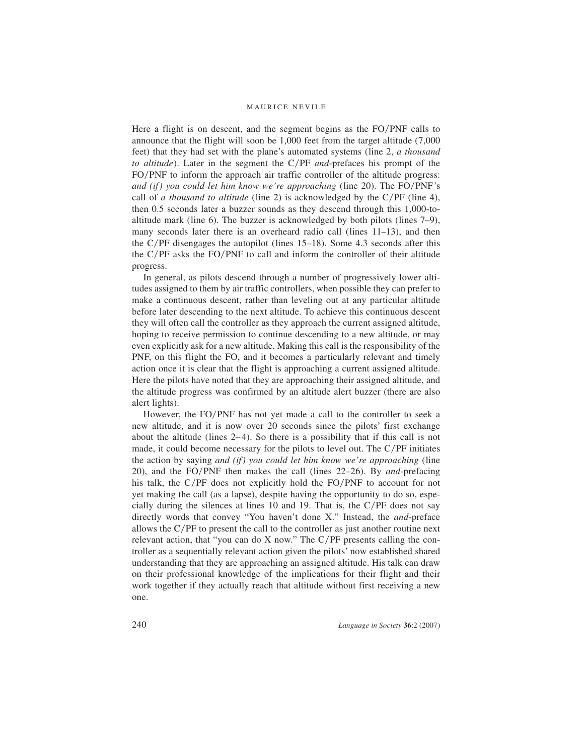Here a flight is on descent, and the segment begins as the FO/PNF calls to announce that the flight will soon be 1,000 feet from the target altitude (7,000 feet) that they had set with the plane's automated systems (line 2, *a thousand to altitude*). Later in the segment the C/PF *and*-prefaces his prompt of the FO/PNF to inform the approach air traffic controller of the altitude progress: *and (if) you could let him know we're approaching* (line 20). The FO/PNF's call of *a thousand to altitude* (line 2) is acknowledged by the C/PF (line 4), then 0.5 seconds later a buzzer sounds as they descend through this 1,000-to-altitude mark (line 6). The buzzer is acknowledged by both pilots (lines 7–9), many seconds later there is an overheard radio call (lines 11–13), and then the C/PF disengages the autopilot (lines 15–18). Some 4.3 seconds after this the C/PF asks the FO/PNF to call and inform the controller of their altitude progress.

In general, as pilots descend through a number of progressively lower altitudes assigned to them by air traffic controllers, when possible they can prefer to make a continuous descent, rather than leveling out at any particular altitude before later descending to the next altitude. To achieve this continuous descent they will often call the controller as they approach the current assigned altitude, hoping to receive permission to continue descending to a new altitude, or may even explicitly ask for a new altitude. Making this call is the responsibility of the PNF, on this flight the FO, and it becomes a particularly relevant and timely action once it is clear that the flight is approaching a current assigned altitude. Here the pilots have noted that they are approaching their assigned altitude, and the altitude progress was confirmed by an altitude alert buzzer (there are also alert lights).

However, the FO/PNF has not yet made a call to the controller to seek a new altitude, and it is now over 20 seconds since the pilots' first exchange about the altitude (lines 2–4). So there is a possibility that if this call is not made, it could become necessary for the pilots to level out. The C/PF initiates the action by saying *and (if) you could let him know we're approaching* (line 20), and the FO/PNF then makes the call (lines 22–26). By *and*-prefacing his talk, the C/PF does not explicitly hold the FO/PNF to account for not yet making the call (as a lapse), despite having the opportunity to do so, especially during the silences at lines 10 and 19. That is, the C/PF does not say directly words that convey "You haven't done X." Instead, the *and*-preface allows the C/PF to present the call to the controller as just another routine next relevant action, that "you can do X now." The C/PF presents calling the controller as a sequentially relevant action given the pilots' now established shared understanding that they are approaching an assigned altitude. His talk can draw on their professional knowledge of the implications for their flight and their work together if they actually reach that altitude without first receiving a new one.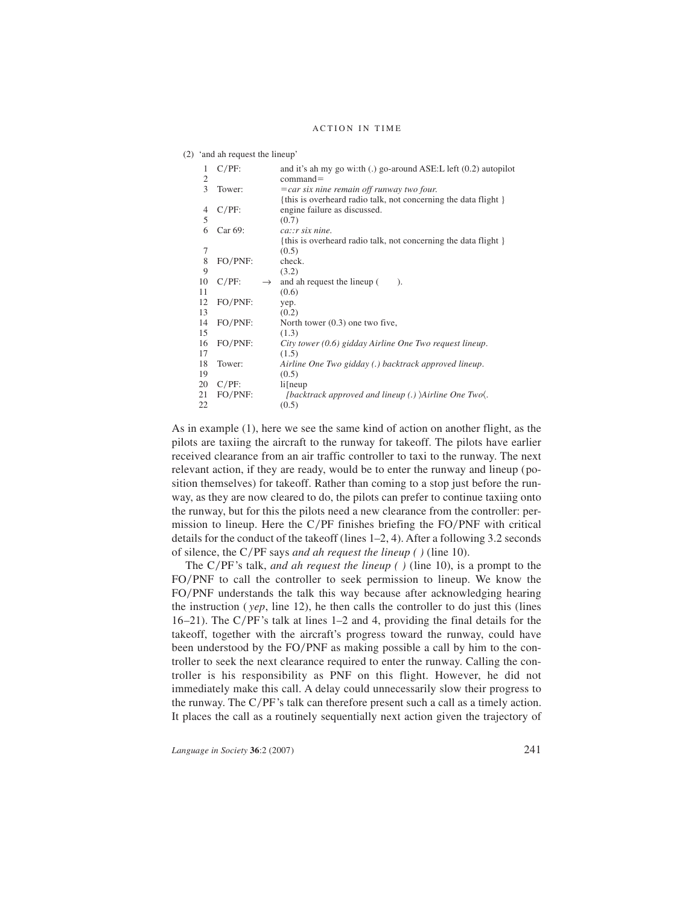(2) 'and ah request the lineup'

```
 1  C/PF:          and it's ah my go wi:th (.) go-around ASE:L left (0.2) autopilot
 2                 command=
 3  Tower:         =car six nine remain off runway two four.
                   {this is overheard radio talk, not concerning the data flight }
 4  C/PF:          engine failure as discussed.
 5                 (0.7)
 6  Car 69:        ca::r six nine.
                   {this is overheard radio talk, not concerning the data flight }
 7                 (0.5)
 8  FO/PNF:        check.
 9                 (3.2)
10  C/PF:     →    and ah request the lineup (        ).
11                 (0.6)
12  FO/PNF:        yep.
13                 (0.2)
14  FO/PNF:        North tower (0.3) one two five,
15                 (1.3)
16  FO/PNF:        City tower (0.6) gidday Airline One Two request lineup.
17                 (1.5)
18  Tower:         Airline One Two gidday (.) backtrack approved lineup.
19                 (0.5)
20  C/PF:          li[neup
21  FO/PNF:          [backtrack approved and lineup (.) ⟩Airline One Two⟨.
22                 (0.5)
```

As in example (1), here we see the same kind of action on another flight, as the pilots are taxiing the aircraft to the runway for takeoff. The pilots have earlier received clearance from an air traffic controller to taxi to the runway. The next relevant action, if they are ready, would be to enter the runway and lineup (position themselves) for takeoff. Rather than coming to a stop just before the runway, as they are now cleared to do, the pilots can prefer to continue taxiing onto the runway, but for this the pilots need a new clearance from the controller: permission to lineup. Here the C/PF finishes briefing the FO/PNF with critical details for the conduct of the takeoff (lines 1–2, 4). After a following 3.2 seconds of silence, the C/PF says *and ah request the lineup ( )* (line 10).

The C/PF's talk, *and ah request the lineup ( )* (line 10), is a prompt to the FO/PNF to call the controller to seek permission to lineup. We know the FO/PNF understands the talk this way because after acknowledging hearing the instruction (*yep*, line 12), he then calls the controller to do just this (lines 16–21). The C/PF's talk at lines 1–2 and 4, providing the final details for the takeoff, together with the aircraft's progress toward the runway, could have been understood by the FO/PNF as making possible a call by him to the controller to seek the next clearance required to enter the runway. Calling the controller is his responsibility as PNF on this flight. However, he did not immediately make this call. A delay could unnecessarily slow their progress to the runway. The C/PF's talk can therefore present such a call as a timely action. It places the call as a routinely sequentially next action given the trajectory of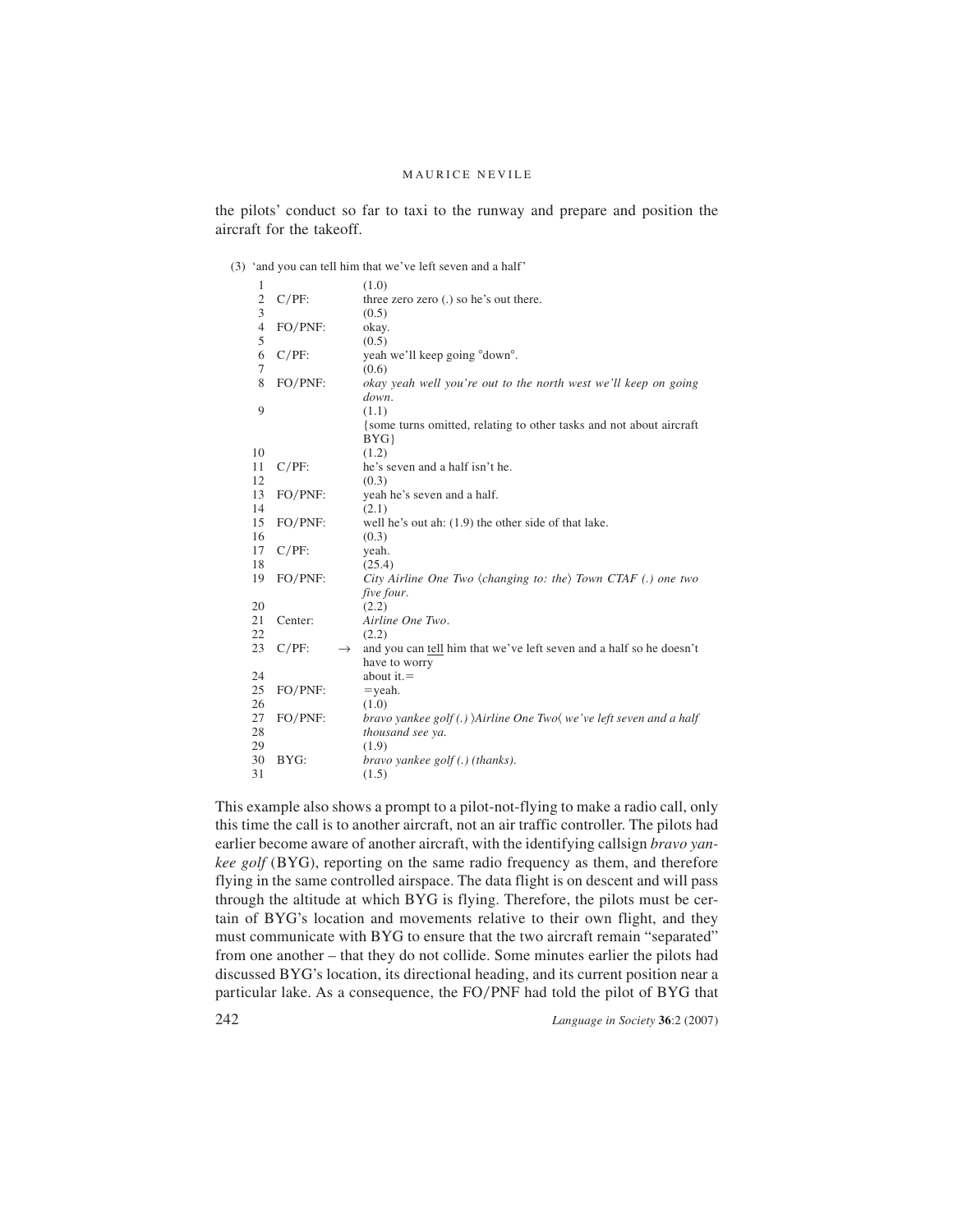the pilots' conduct so far to taxi to the runway and prepare and position the aircraft for the takeoff.

(3) 'and you can tell him that we've left seven and a half'

| | | | |
|---|---|---|---|
| 1 | | | (1.0) |
| 2 | C/PF: | | three zero zero (.) so he's out there. |
| 3 | | | (0.5) |
| 4 | FO/PNF: | | okay. |
| 5 | | | (0.5) |
| 6 | C/PF: | | yeah we'll keep going °down°. |
| 7 | | | (0.6) |
| 8 | FO/PNF: | | *okay yeah well you're out to the north west we'll keep on going down.* |
| 9 | | | (1.1) |
| | | | {some turns omitted, relating to other tasks and not about aircraft BYG} |
| 10 | | | (1.2) |
| 11 | C/PF: | | he's seven and a half isn't he. |
| 12 | | | (0.3) |
| 13 | FO/PNF: | | yeah he's seven and a half. |
| 14 | | | (2.1) |
| 15 | FO/PNF: | | well he's out ah: (1.9) the other side of that lake. |
| 16 | | | (0.3) |
| 17 | C/PF: | | yeah. |
| 18 | | | (25.4) |
| 19 | FO/PNF: | | *City Airline One Two* ⟨*changing to: the*⟩ *Town CTAF (.) one two five four.* |
| 20 | | | (2.2) |
| 21 | Center: | | *Airline One Two.* |
| 22 | | | (2.2) |
| 23 | C/PF: | → | and you can <u>tell</u> him that we've left seven and a half so he doesn't have to worry |
| 24 | | | about it.= |
| 25 | FO/PNF: | | =yeah. |
| 26 | | | (1.0) |
| 27 | FO/PNF: | | *bravo yankee golf (.)* ⟩*Airline One Two*⟨ *we've left seven and a half* |
| 28 | | | *thousand see ya.* |
| 29 | | | (1.9) |
| 30 | BYG: | | *bravo yankee golf (.) (thanks).* |
| 31 | | | (1.5) |

This example also shows a prompt to a pilot-not-flying to make a radio call, only this time the call is to another aircraft, not an air traffic controller. The pilots had earlier become aware of another aircraft, with the identifying callsign *bravo yankee golf* (BYG), reporting on the same radio frequency as them, and therefore flying in the same controlled airspace. The data flight is on descent and will pass through the altitude at which BYG is flying. Therefore, the pilots must be certain of BYG's location and movements relative to their own flight, and they must communicate with BYG to ensure that the two aircraft remain "separated" from one another – that they do not collide. Some minutes earlier the pilots had discussed BYG's location, its directional heading, and its current position near a particular lake. As a consequence, the FO/PNF had told the pilot of BYG that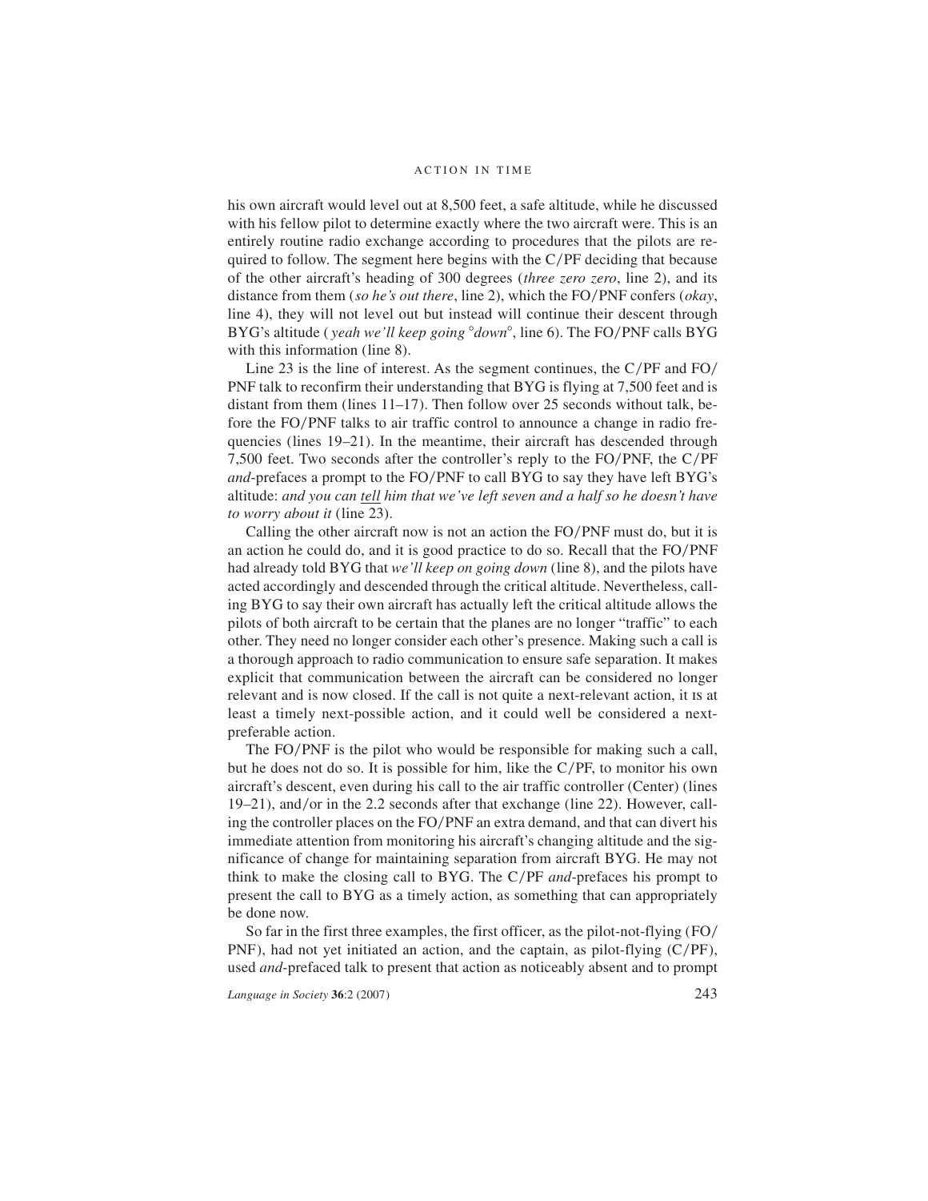his own aircraft would level out at 8,500 feet, a safe altitude, while he discussed with his fellow pilot to determine exactly where the two aircraft were. This is an entirely routine radio exchange according to procedures that the pilots are required to follow. The segment here begins with the C/PF deciding that because of the other aircraft's heading of 300 degrees (*three zero zero*, line 2), and its distance from them (*so he's out there*, line 2), which the FO/PNF confers (*okay*, line 4), they will not level out but instead will continue their descent through BYG's altitude (*yeah we'll keep going °down°*, line 6). The FO/PNF calls BYG with this information (line 8).

Line 23 is the line of interest. As the segment continues, the C/PF and FO/PNF talk to reconfirm their understanding that BYG is flying at 7,500 feet and is distant from them (lines 11–17). Then follow over 25 seconds without talk, before the FO/PNF talks to air traffic control to announce a change in radio frequencies (lines 19–21). In the meantime, their aircraft has descended through 7,500 feet. Two seconds after the controller's reply to the FO/PNF, the C/PF *and*-prefaces a prompt to the FO/PNF to call BYG to say they have left BYG's altitude: *and you can <u>tell</u> him that we've left seven and a half so he doesn't have to worry about it* (line 23).

Calling the other aircraft now is not an action the FO/PNF must do, but it is an action he could do, and it is good practice to do so. Recall that the FO/PNF had already told BYG that *we'll keep on going down* (line 8), and the pilots have acted accordingly and descended through the critical altitude. Nevertheless, calling BYG to say their own aircraft has actually left the critical altitude allows the pilots of both aircraft to be certain that the planes are no longer "traffic" to each other. They need no longer consider each other's presence. Making such a call is a thorough approach to radio communication to ensure safe separation. It makes explicit that communication between the aircraft can be considered no longer relevant and is now closed. If the call is not quite a next-relevant action, it IS at least a timely next-possible action, and it could well be considered a next-preferable action.

The FO/PNF is the pilot who would be responsible for making such a call, but he does not do so. It is possible for him, like the C/PF, to monitor his own aircraft's descent, even during his call to the air traffic controller (Center) (lines 19–21), and/or in the 2.2 seconds after that exchange (line 22). However, calling the controller places on the FO/PNF an extra demand, and that can divert his immediate attention from monitoring his aircraft's changing altitude and the significance of change for maintaining separation from aircraft BYG. He may not think to make the closing call to BYG. The C/PF *and*-prefaces his prompt to present the call to BYG as a timely action, as something that can appropriately be done now.

So far in the first three examples, the first officer, as the pilot-not-flying (FO/PNF), had not yet initiated an action, and the captain, as pilot-flying (C/PF), used *and*-prefaced talk to present that action as noticeably absent and to prompt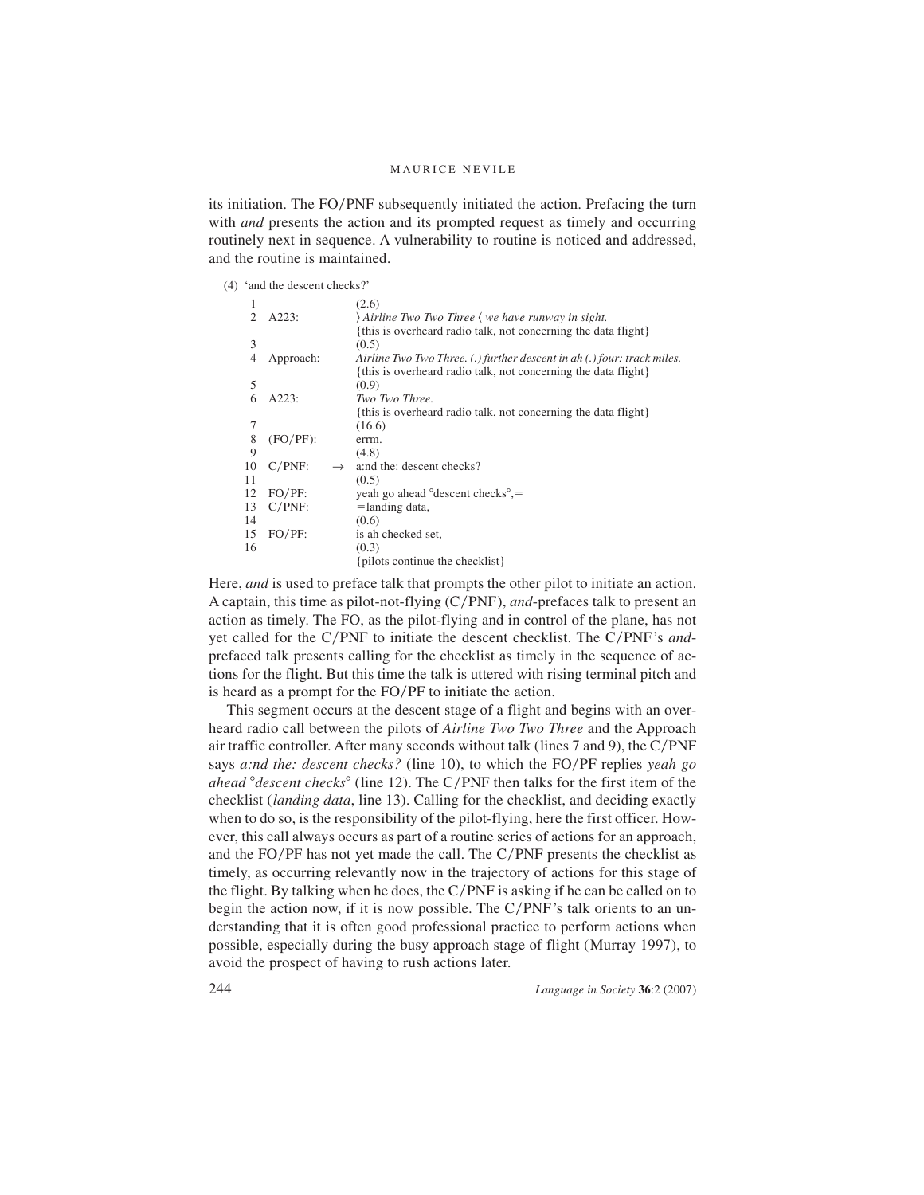its initiation. The FO/PNF subsequently initiated the action. Prefacing the turn with *and* presents the action and its prompted request as timely and occurring routinely next in sequence. A vulnerability to routine is noticed and addressed, and the routine is maintained.

(4) 'and the descent checks?'

```
 1                     (2.6)
 2   A223:             〉Airline Two Two Three〈 we have runway in sight.
                       {this is overheard radio talk, not concerning the data flight}
 3                     (0.5)
 4   Approach:         Airline Two Two Three. (.) further descent in ah (.) four: track miles.
                       {this is overheard radio talk, not concerning the data flight}
 5                     (0.9)
 6   A223:             Two Two Three.
                       {this is overheard radio talk, not concerning the data flight}
 7                     (16.6)
 8   (FO/PF):          errm.
 9                     (4.8)
10   C/PNF:       →    a:nd the: descent checks?
11                     (0.5)
12   FO/PF:            yeah go ahead °descent checks°,=
13   C/PNF:            =landing data,
14                     (0.6)
15   FO/PF:            is ah checked set,
16                     (0.3)
                       {pilots continue the checklist}
```

Here, *and* is used to preface talk that prompts the other pilot to initiate an action. A captain, this time as pilot-not-flying (C/PNF), *and*-prefaces talk to present an action as timely. The FO, as the pilot-flying and in control of the plane, has not yet called for the C/PNF to initiate the descent checklist. The C/PNF's *and*-prefaced talk presents calling for the checklist as timely in the sequence of actions for the flight. But this time the talk is uttered with rising terminal pitch and is heard as a prompt for the FO/PF to initiate the action.

This segment occurs at the descent stage of a flight and begins with an overheard radio call between the pilots of *Airline Two Two Three* and the Approach air traffic controller. After many seconds without talk (lines 7 and 9), the C/PNF says *a:nd the: descent checks?* (line 10), to which the FO/PF replies *yeah go ahead °descent checks°* (line 12). The C/PNF then talks for the first item of the checklist (*landing data*, line 13). Calling for the checklist, and deciding exactly when to do so, is the responsibility of the pilot-flying, here the first officer. However, this call always occurs as part of a routine series of actions for an approach, and the FO/PF has not yet made the call. The C/PNF presents the checklist as timely, as occurring relevantly now in the trajectory of actions for this stage of the flight. By talking when he does, the C/PNF is asking if he can be called on to begin the action now, if it is now possible. The C/PNF's talk orients to an understanding that it is often good professional practice to perform actions when possible, especially during the busy approach stage of flight (Murray 1997), to avoid the prospect of having to rush actions later.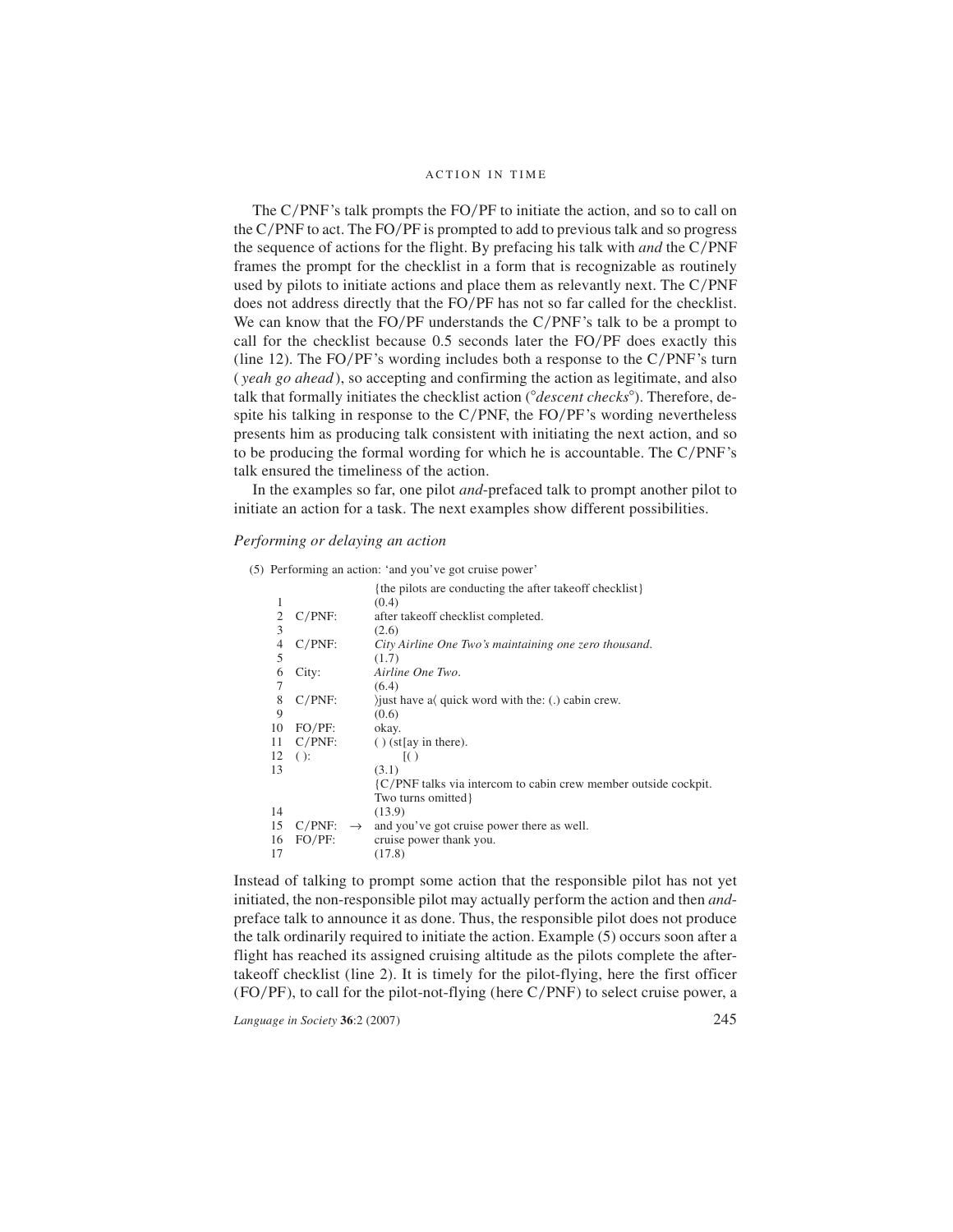The C/PNF's talk prompts the FO/PF to initiate the action, and so to call on the C/PNF to act. The FO/PF is prompted to add to previous talk and so progress the sequence of actions for the flight. By prefacing his talk with *and* the C/PNF frames the prompt for the checklist in a form that is recognizable as routinely used by pilots to initiate actions and place them as relevantly next. The C/PNF does not address directly that the FO/PF has not so far called for the checklist. We can know that the FO/PF understands the C/PNF's talk to be a prompt to call for the checklist because 0.5 seconds later the FO/PF does exactly this (line 12). The FO/PF's wording includes both a response to the C/PNF's turn (*yeah go ahead*), so accepting and confirming the action as legitimate, and also talk that formally initiates the checklist action (°*descent checks*°). Therefore, despite his talking in response to the C/PNF, the FO/PF's wording nevertheless presents him as producing talk consistent with initiating the next action, and so to be producing the formal wording for which he is accountable. The C/PNF's talk ensured the timeliness of the action.

In the examples so far, one pilot *and*-prefaced talk to prompt another pilot to initiate an action for a task. The next examples show different possibilities.

### *Performing or delaying an action*

(5) Performing an action: 'and you've got cruise power'

```
                       {the pilots are conducting the after takeoff checklist}
 1                     (0.4)
 2   C/PNF:            after takeoff checklist completed.
 3                     (2.6)
 4   C/PNF:            City Airline One Two's maintaining one zero thousand.
 5                     (1.7)
 6   City:             Airline One Two.
 7                     (6.4)
 8   C/PNF:            〉just have a〈 quick word with the: (.) cabin crew.
 9                     (0.6)
10   FO/PF:            okay.
11   C/PNF:            ( ) (st[ay in there).
12   ( ):                     [( )
13                     (3.1)
                       {C/PNF talks via intercom to cabin crew member outside cockpit.
                       Two turns omitted}
14                     (13.9)
15   C/PNF:  →         and you've got cruise power there as well.
16   FO/PF:            cruise power thank you.
17                     (17.8)
```

Instead of talking to prompt some action that the responsible pilot has not yet initiated, the non-responsible pilot may actually perform the action and then *and*-preface talk to announce it as done. Thus, the responsible pilot does not produce the talk ordinarily required to initiate the action. Example (5) occurs soon after a flight has reached its assigned cruising altitude as the pilots complete the after-takeoff checklist (line 2). It is timely for the pilot-flying, here the first officer (FO/PF), to call for the pilot-not-flying (here C/PNF) to select cruise power, a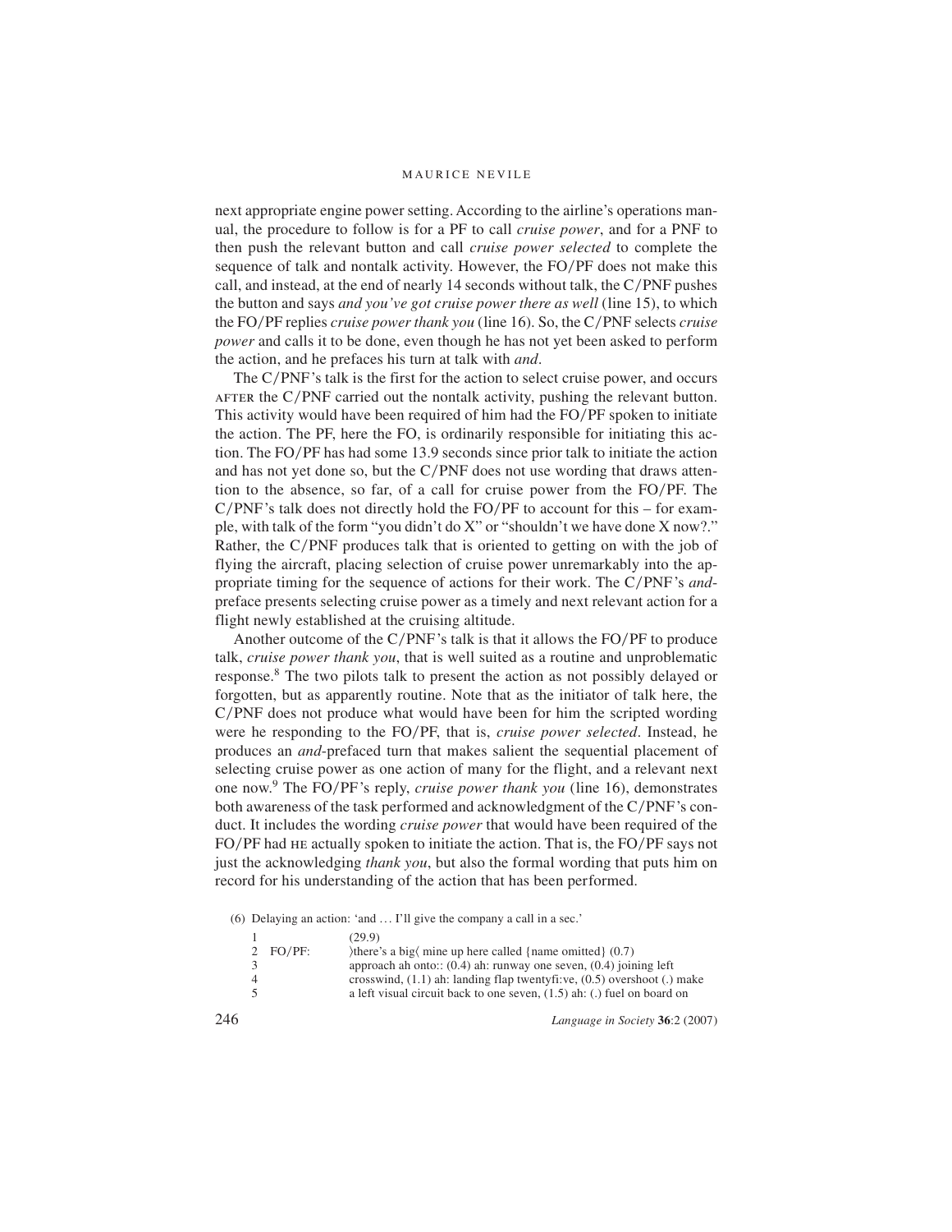next appropriate engine power setting. According to the airline's operations manual, the procedure to follow is for a PF to call *cruise power*, and for a PNF to then push the relevant button and call *cruise power selected* to complete the sequence of talk and nontalk activity. However, the FO/PF does not make this call, and instead, at the end of nearly 14 seconds without talk, the C/PNF pushes the button and says *and you've got cruise power there as well* (line 15), to which the FO/PF replies *cruise power thank you* (line 16). So, the C/PNF selects *cruise power* and calls it to be done, even though he has not yet been asked to perform the action, and he prefaces his turn at talk with *and*.

The C/PNF's talk is the first for the action to select cruise power, and occurs AFTER the C/PNF carried out the nontalk activity, pushing the relevant button. This activity would have been required of him had the FO/PF spoken to initiate the action. The PF, here the FO, is ordinarily responsible for initiating this action. The FO/PF has had some 13.9 seconds since prior talk to initiate the action and has not yet done so, but the C/PNF does not use wording that draws attention to the absence, so far, of a call for cruise power from the FO/PF. The C/PNF's talk does not directly hold the FO/PF to account for this – for example, with talk of the form "you didn't do X" or "shouldn't we have done X now?." Rather, the C/PNF produces talk that is oriented to getting on with the job of flying the aircraft, placing selection of cruise power unremarkably into the appropriate timing for the sequence of actions for their work. The C/PNF's *and*-preface presents selecting cruise power as a timely and next relevant action for a flight newly established at the cruising altitude.

Another outcome of the C/PNF's talk is that it allows the FO/PF to produce talk, *cruise power thank you*, that is well suited as a routine and unproblematic response.[8] The two pilots talk to present the action as not possibly delayed or forgotten, but as apparently routine. Note that as the initiator of talk here, the C/PNF does not produce what would have been for him the scripted wording were he responding to the FO/PF, that is, *cruise power selected*. Instead, he produces an *and*-prefaced turn that makes salient the sequential placement of selecting cruise power as one action of many for the flight, and a relevant next one now.[9] The FO/PF's reply, *cruise power thank you* (line 16), demonstrates both awareness of the task performed and acknowledgment of the C/PNF's conduct. It includes the wording *cruise power* that would have been required of the FO/PF had HE actually spoken to initiate the action. That is, the FO/PF says not just the acknowledging *thank you*, but also the formal wording that puts him on record for his understanding of the action that has been performed.

(6) Delaying an action: 'and … I'll give the company a call in a sec.'

```
1            (29.9)
2  FO/PF:    ⟩there's a big⟨ mine up here called {name omitted} (0.7)
3            approach ah onto:: (0.4) ah: runway one seven, (0.4) joining left
4            crosswind, (1.1) ah: landing flap twentyfi:ve, (0.5) overshoot (.) make
5            a left visual circuit back to one seven, (1.5) ah: (.) fuel on board on
```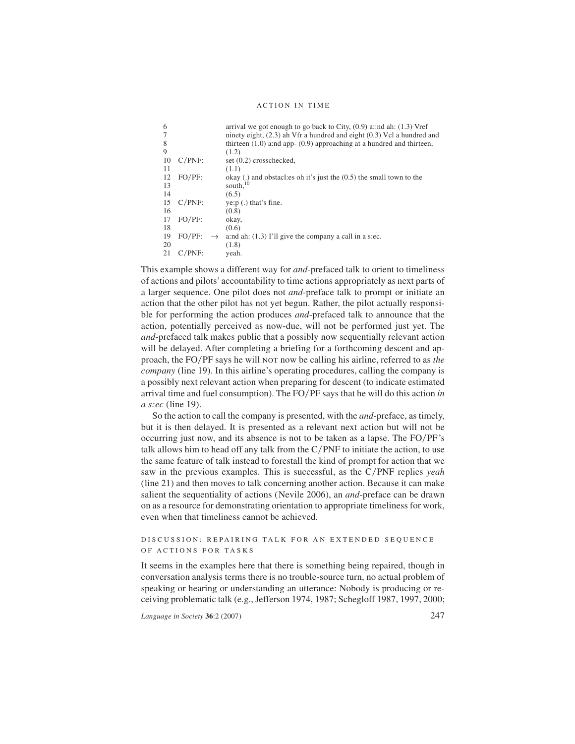```
6                 arrival we got enough to go back to City, (0.9) a::nd ah: (1.3) Vref
7                 ninety eight, (2.3) ah Vfr a hundred and eight (0.3) Vcl a hundred and
8                 thirteen (1.0) a:nd app- (0.9) approaching at a hundred and thirteen,
9                 (1.2)
10  C/PNF:        set (0.2) crosschecked,
11                (1.1)
12  FO/PF:        okay (.) and obstacl:es oh it's just the (0.5) the small town to the
13                south,[10]
14                (6.5)
15  C/PNF:        ye:p (.) that's fine.
16                (0.8)
17  FO/PF:        okay,
18                (0.6)
19  FO/PF:   →    a:nd ah: (1.3) I'll give the company a call in a s:ec.
20                (1.8)
21  C/PNF:        yeah.
```

This example shows a different way for *and*-prefaced talk to orient to timeliness of actions and pilots' accountability to time actions appropriately as next parts of a larger sequence. One pilot does not *and*-preface talk to prompt or initiate an action that the other pilot has not yet begun. Rather, the pilot actually responsible for performing the action produces *and*-prefaced talk to announce that the action, potentially perceived as now-due, will not be performed just yet. The *and*-prefaced talk makes public that a possibly now sequentially relevant action will be delayed. After completing a briefing for a forthcoming descent and approach, the FO/PF says he will NOT now be calling his airline, referred to as *the company* (line 19). In this airline's operating procedures, calling the company is a possibly next relevant action when preparing for descent (to indicate estimated arrival time and fuel consumption). The FO/PF says that he will do this action *in a s:ec* (line 19).

So the action to call the company is presented, with the *and*-preface, as timely, but it is then delayed. It is presented as a relevant next action but will not be occurring just now, and its absence is not to be taken as a lapse. The FO/PF's talk allows him to head off any talk from the C/PNF to initiate the action, to use the same feature of talk instead to forestall the kind of prompt for action that we saw in the previous examples. This is successful, as the C/PNF replies *yeah* (line 21) and then moves to talk concerning another action. Because it can make salient the sequentiality of actions (Nevile 2006), an *and*-preface can be drawn on as a resource for demonstrating orientation to appropriate timeliness for work, even when that timeliness cannot be achieved.

## DISCUSSION: REPAIRING TALK FOR AN EXTENDED SEQUENCE OF ACTIONS FOR TASKS

It seems in the examples here that there is something being repaired, though in conversation analysis terms there is no trouble-source turn, no actual problem of speaking or hearing or understanding an utterance: Nobody is producing or receiving problematic talk (e.g., Jefferson 1974, 1987; Schegloff 1987, 1997, 2000;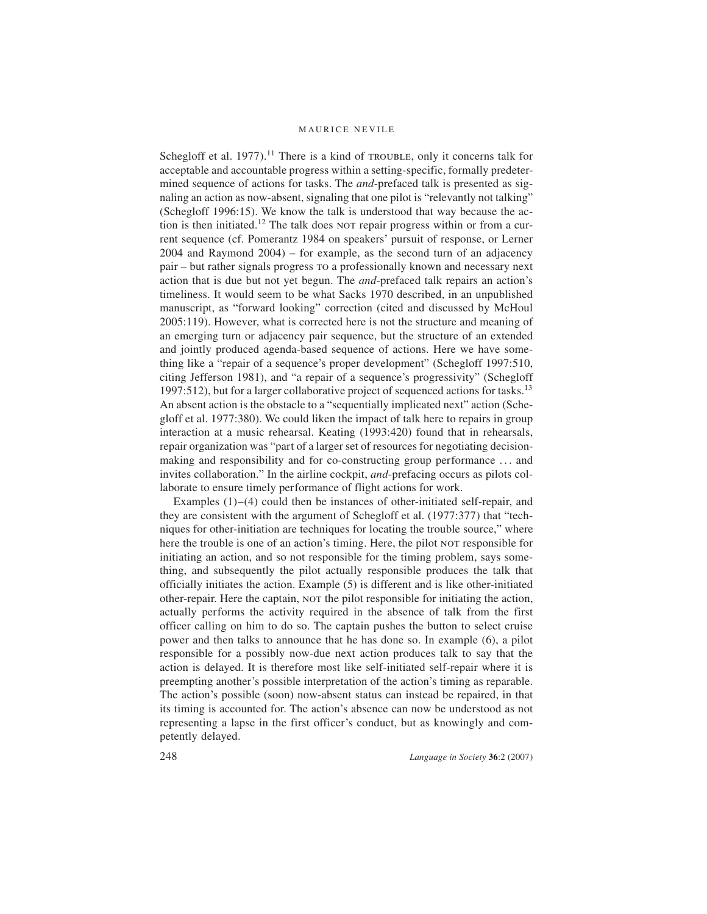Schegloff et al. 1977).[11] There is a kind of TROUBLE, only it concerns talk for acceptable and accountable progress within a setting-specific, formally predetermined sequence of actions for tasks. The *and*-prefaced talk is presented as signaling an action as now-absent, signaling that one pilot is "relevantly not talking" (Schegloff 1996:15). We know the talk is understood that way because the action is then initiated.[12] The talk does NOT repair progress within or from a current sequence (cf. Pomerantz 1984 on speakers' pursuit of response, or Lerner 2004 and Raymond 2004) – for example, as the second turn of an adjacency pair – but rather signals progress TO a professionally known and necessary next action that is due but not yet begun. The *and*-prefaced talk repairs an action's timeliness. It would seem to be what Sacks 1970 described, in an unpublished manuscript, as "forward looking" correction (cited and discussed by McHoul 2005:119). However, what is corrected here is not the structure and meaning of an emerging turn or adjacency pair sequence, but the structure of an extended and jointly produced agenda-based sequence of actions. Here we have something like a "repair of a sequence's proper development" (Schegloff 1997:510, citing Jefferson 1981), and "a repair of a sequence's progressivity" (Schegloff 1997:512), but for a larger collaborative project of sequenced actions for tasks.[13] An absent action is the obstacle to a "sequentially implicated next" action (Schegloff et al. 1977:380). We could liken the impact of talk here to repairs in group interaction at a music rehearsal. Keating (1993:420) found that in rehearsals, repair organization was "part of a larger set of resources for negotiating decision-making and responsibility and for co-constructing group performance … and invites collaboration." In the airline cockpit, *and*-prefacing occurs as pilots collaborate to ensure timely performance of flight actions for work.

Examples (1)–(4) could then be instances of other-initiated self-repair, and they are consistent with the argument of Schegloff et al. (1977:377) that "techniques for other-initiation are techniques for locating the trouble source," where here the trouble is one of an action's timing. Here, the pilot NOT responsible for initiating an action, and so not responsible for the timing problem, says something, and subsequently the pilot actually responsible produces the talk that officially initiates the action. Example (5) is different and is like other-initiated other-repair. Here the captain, NOT the pilot responsible for initiating the action, actually performs the activity required in the absence of talk from the first officer calling on him to do so. The captain pushes the button to select cruise power and then talks to announce that he has done so. In example (6), a pilot responsible for a possibly now-due next action produces talk to say that the action is delayed. It is therefore most like self-initiated self-repair where it is preempting another's possible interpretation of the action's timing as reparable. The action's possible (soon) now-absent status can instead be repaired, in that its timing is accounted for. The action's absence can now be understood as not representing a lapse in the first officer's conduct, but as knowingly and competently delayed.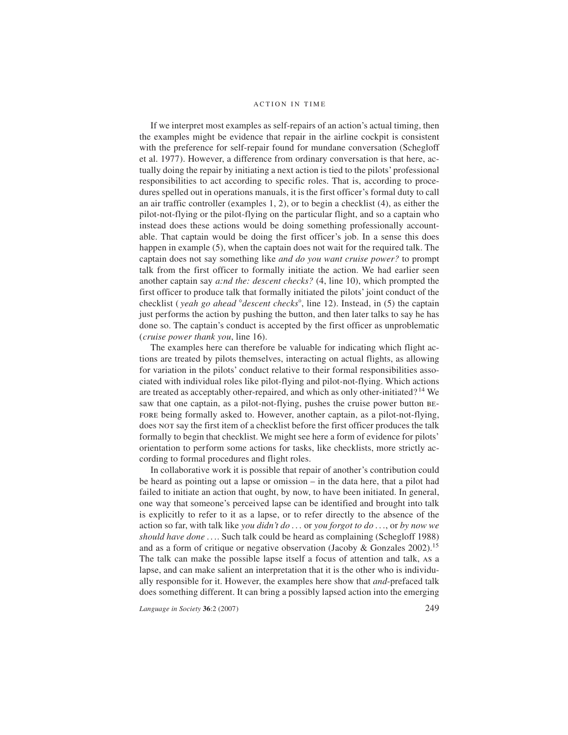If we interpret most examples as self-repairs of an action's actual timing, then the examples might be evidence that repair in the airline cockpit is consistent with the preference for self-repair found for mundane conversation (Schegloff et al. 1977). However, a difference from ordinary conversation is that here, actually doing the repair by initiating a next action is tied to the pilots' professional responsibilities to act according to specific roles. That is, according to procedures spelled out in operations manuals, it is the first officer's formal duty to call an air traffic controller (examples 1, 2), or to begin a checklist (4), as either the pilot-not-flying or the pilot-flying on the particular flight, and so a captain who instead does these actions would be doing something professionally accountable. That captain would be doing the first officer's job. In a sense this does happen in example (5), when the captain does not wait for the required talk. The captain does not say something like *and do you want cruise power?* to prompt talk from the first officer to formally initiate the action. We had earlier seen another captain say *a:nd the: descent checks?* (4, line 10), which prompted the first officer to produce talk that formally initiated the pilots' joint conduct of the checklist ( *yeah go ahead °descent checks°*, line 12). Instead, in (5) the captain just performs the action by pushing the button, and then later talks to say he has done so. The captain's conduct is accepted by the first officer as unproblematic (*cruise power thank you*, line 16).

The examples here can therefore be valuable for indicating which flight actions are treated by pilots themselves, interacting on actual flights, as allowing for variation in the pilots' conduct relative to their formal responsibilities associated with individual roles like pilot-flying and pilot-not-flying. Which actions are treated as acceptably other-repaired, and which as only other-initiated?[14] We saw that one captain, as a pilot-not-flying, pushes the cruise power button BEFORE being formally asked to. However, another captain, as a pilot-not-flying, does NOT say the first item of a checklist before the first officer produces the talk formally to begin that checklist. We might see here a form of evidence for pilots' orientation to perform some actions for tasks, like checklists, more strictly according to formal procedures and flight roles.

In collaborative work it is possible that repair of another's contribution could be heard as pointing out a lapse or omission – in the data here, that a pilot had failed to initiate an action that ought, by now, to have been initiated. In general, one way that someone's perceived lapse can be identified and brought into talk is explicitly to refer to it as a lapse, or to refer directly to the absence of the action so far, with talk like *you didn't do* … or *you forgot to do* …, or *by now we should have done* …. Such talk could be heard as complaining (Schegloff 1988) and as a form of critique or negative observation (Jacoby & Gonzales 2002).[15] The talk can make the possible lapse itself a focus of attention and talk, AS a lapse, and can make salient an interpretation that it is the other who is individually responsible for it. However, the examples here show that *and*-prefaced talk does something different. It can bring a possibly lapsed action into the emerging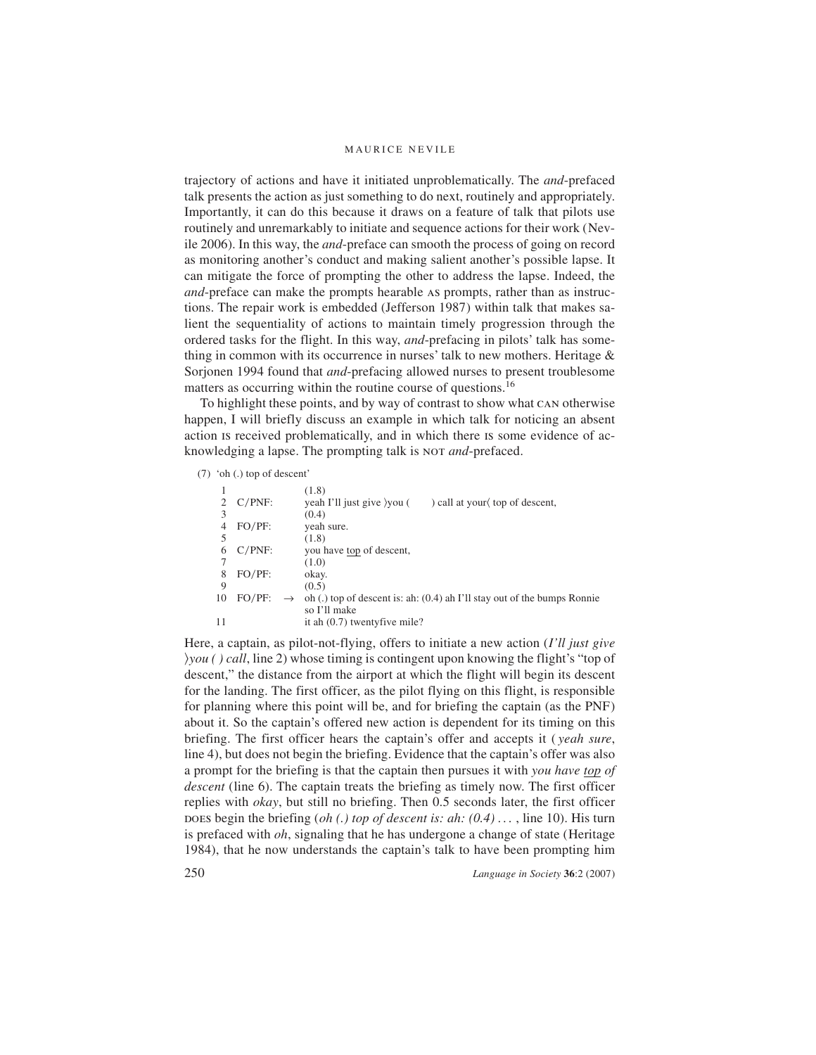trajectory of actions and have it initiated unproblematically. The *and*-prefaced talk presents the action as just something to do next, routinely and appropriately. Importantly, it can do this because it draws on a feature of talk that pilots use routinely and unremarkably to initiate and sequence actions for their work (Nevile 2006). In this way, the *and*-preface can smooth the process of going on record as monitoring another's conduct and making salient another's possible lapse. It can mitigate the force of prompting the other to address the lapse. Indeed, the *and*-preface can make the prompts hearable AS prompts, rather than as instructions. The repair work is embedded (Jefferson 1987) within talk that makes salient the sequentiality of actions to maintain timely progression through the ordered tasks for the flight. In this way, *and*-prefacing in pilots' talk has something in common with its occurrence in nurses' talk to new mothers. Heritage & Sorjonen 1994 found that *and*-prefacing allowed nurses to present troublesome matters as occurring within the routine course of questions.[16]

To highlight these points, and by way of contrast to show what CAN otherwise happen, I will briefly discuss an example in which talk for noticing an absent action IS received problematically, and in which there IS some evidence of acknowledging a lapse. The prompting talk is NOT *and*-prefaced.

(7) 'oh (.) top of descent'

```
 1                 (1.8)
 2  C/PNF:         yeah I'll just give 〉you (        ) call at your〈 top of descent,
 3                 (0.4)
 4  FO/PF:         yeah sure.
 5                 (1.8)
 6  C/PNF:         you have top of descent,
 7                 (1.0)
 8  FO/PF:         okay.
 9                 (0.5)
10  FO/PF:    →    oh (.) top of descent is: ah: (0.4) ah I'll stay out of the bumps Ronnie
                   so I'll make
11                 it ah (0.7) twentyfive mile?
```

Here, a captain, as pilot-not-flying, offers to initiate a new action (*I'll just give 〉you ( ) call*, line 2) whose timing is contingent upon knowing the flight's "top of descent," the distance from the airport at which the flight will begin its descent for the landing. The first officer, as the pilot flying on this flight, is responsible for planning where this point will be, and for briefing the captain (as the PNF) about it. So the captain's offered new action is dependent for its timing on this briefing. The first officer hears the captain's offer and accepts it (*yeah sure*, line 4), but does not begin the briefing. Evidence that the captain's offer was also a prompt for the briefing is that the captain then pursues it with *you have top of descent* (line 6). The captain treats the briefing as timely now. The first officer replies with *okay*, but still no briefing. Then 0.5 seconds later, the first officer DOES begin the briefing (*oh (.) top of descent is: ah: (0.4)* . . . , line 10). His turn is prefaced with *oh*, signaling that he has undergone a change of state (Heritage 1984), that he now understands the captain's talk to have been prompting him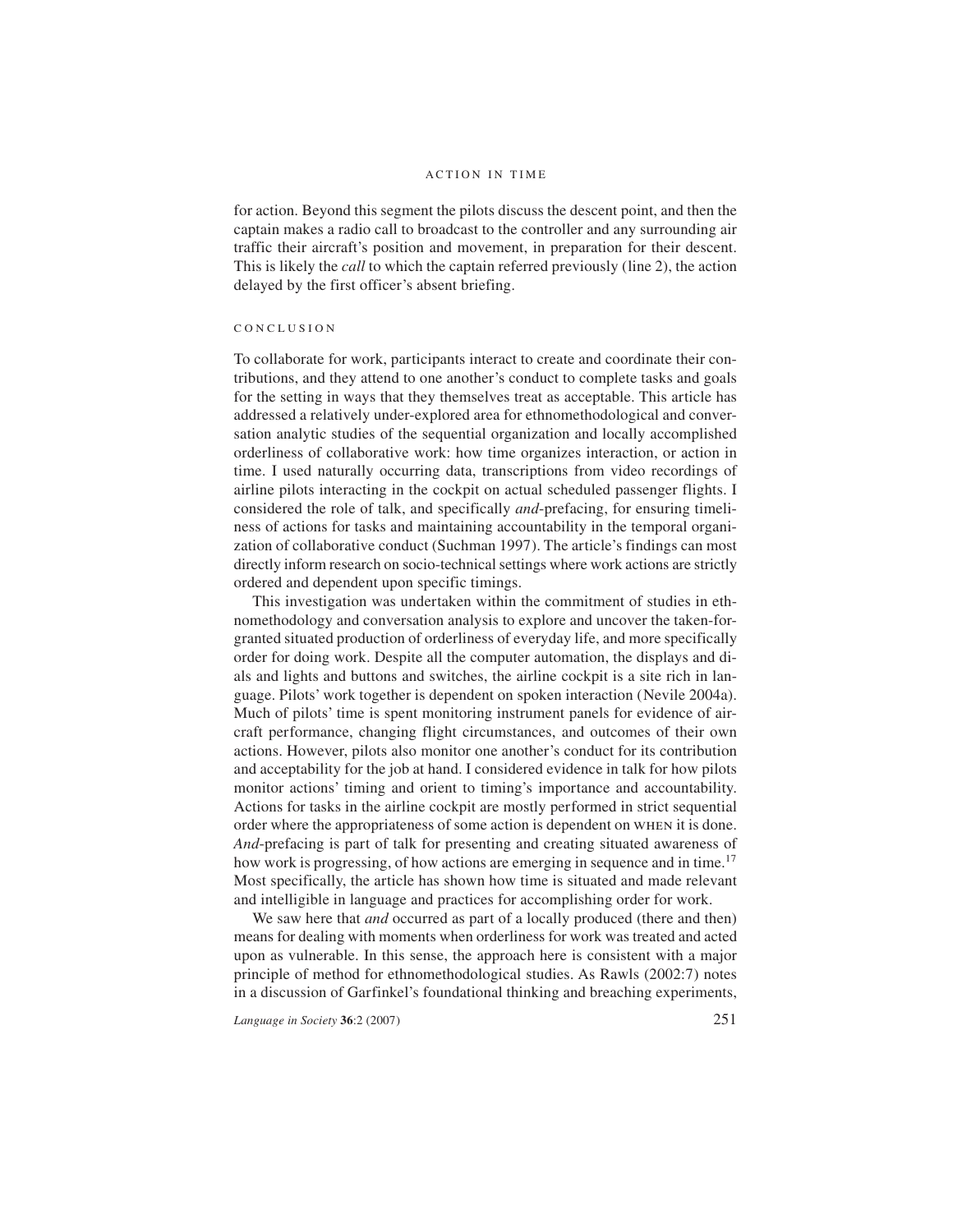for action. Beyond this segment the pilots discuss the descent point, and then the captain makes a radio call to broadcast to the controller and any surrounding air traffic their aircraft's position and movement, in preparation for their descent. This is likely the *call* to which the captain referred previously (line 2), the action delayed by the first officer's absent briefing.

## CONCLUSION

To collaborate for work, participants interact to create and coordinate their contributions, and they attend to one another's conduct to complete tasks and goals for the setting in ways that they themselves treat as acceptable. This article has addressed a relatively under-explored area for ethnomethodological and conversation analytic studies of the sequential organization and locally accomplished orderliness of collaborative work: how time organizes interaction, or action in time. I used naturally occurring data, transcriptions from video recordings of airline pilots interacting in the cockpit on actual scheduled passenger flights. I considered the role of talk, and specifically *and*-prefacing, for ensuring timeliness of actions for tasks and maintaining accountability in the temporal organization of collaborative conduct (Suchman 1997). The article's findings can most directly inform research on socio-technical settings where work actions are strictly ordered and dependent upon specific timings.

This investigation was undertaken within the commitment of studies in ethnomethodology and conversation analysis to explore and uncover the taken-for-granted situated production of orderliness of everyday life, and more specifically order for doing work. Despite all the computer automation, the displays and dials and lights and buttons and switches, the airline cockpit is a site rich in language. Pilots' work together is dependent on spoken interaction (Nevile 2004a). Much of pilots' time is spent monitoring instrument panels for evidence of aircraft performance, changing flight circumstances, and outcomes of their own actions. However, pilots also monitor one another's conduct for its contribution and acceptability for the job at hand. I considered evidence in talk for how pilots monitor actions' timing and orient to timing's importance and accountability. Actions for tasks in the airline cockpit are mostly performed in strict sequential order where the appropriateness of some action is dependent on WHEN it is done. *And*-prefacing is part of talk for presenting and creating situated awareness of how work is progressing, of how actions are emerging in sequence and in time.[17] Most specifically, the article has shown how time is situated and made relevant and intelligible in language and practices for accomplishing order for work.

We saw here that *and* occurred as part of a locally produced (there and then) means for dealing with moments when orderliness for work was treated and acted upon as vulnerable. In this sense, the approach here is consistent with a major principle of method for ethnomethodological studies. As Rawls (2002:7) notes in a discussion of Garfinkel's foundational thinking and breaching experiments,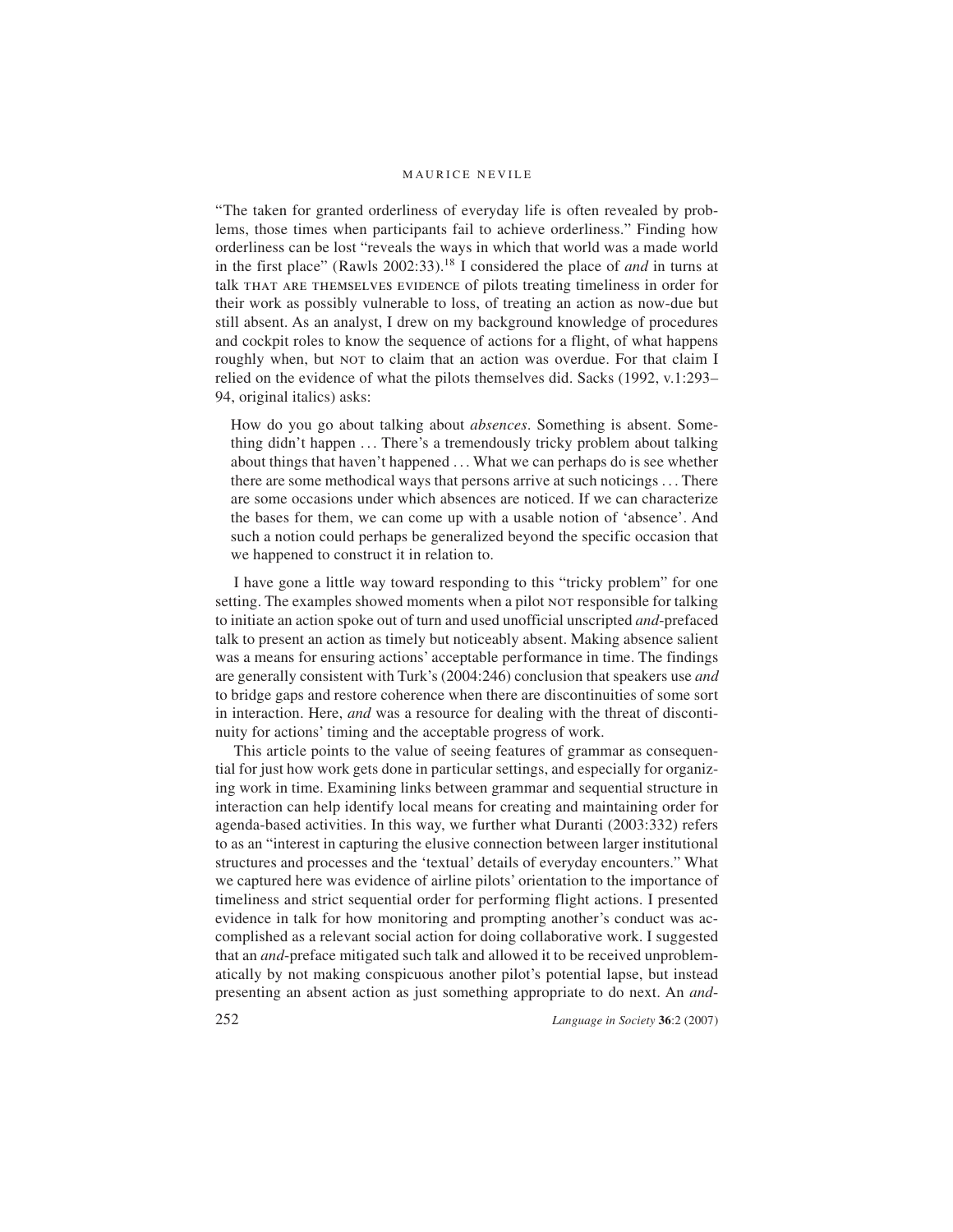"The taken for granted orderliness of everyday life is often revealed by problems, those times when participants fail to achieve orderliness." Finding how orderliness can be lost "reveals the ways in which that world was a made world in the first place" (Rawls 2002:33).[18] I considered the place of *and* in turns at talk THAT ARE THEMSELVES EVIDENCE of pilots treating timeliness in order for their work as possibly vulnerable to loss, of treating an action as now-due but still absent. As an analyst, I drew on my background knowledge of procedures and cockpit roles to know the sequence of actions for a flight, of what happens roughly when, but NOT to claim that an action was overdue. For that claim I relied on the evidence of what the pilots themselves did. Sacks (1992, v.1:293–94, original italics) asks:

> How do you go about talking about *absences*. Something is absent. Something didn't happen … There's a tremendously tricky problem about talking about things that haven't happened … What we can perhaps do is see whether there are some methodical ways that persons arrive at such noticings … There are some occasions under which absences are noticed. If we can characterize the bases for them, we can come up with a usable notion of 'absence'. And such a notion could perhaps be generalized beyond the specific occasion that we happened to construct it in relation to.

I have gone a little way toward responding to this "tricky problem" for one setting. The examples showed moments when a pilot NOT responsible for talking to initiate an action spoke out of turn and used unofficial unscripted *and*-prefaced talk to present an action as timely but noticeably absent. Making absence salient was a means for ensuring actions' acceptable performance in time. The findings are generally consistent with Turk's (2004:246) conclusion that speakers use *and* to bridge gaps and restore coherence when there are discontinuities of some sort in interaction. Here, *and* was a resource for dealing with the threat of discontinuity for actions' timing and the acceptable progress of work.

This article points to the value of seeing features of grammar as consequential for just how work gets done in particular settings, and especially for organizing work in time. Examining links between grammar and sequential structure in interaction can help identify local means for creating and maintaining order for agenda-based activities. In this way, we further what Duranti (2003:332) refers to as an "interest in capturing the elusive connection between larger institutional structures and processes and the 'textual' details of everyday encounters." What we captured here was evidence of airline pilots' orientation to the importance of timeliness and strict sequential order for performing flight actions. I presented evidence in talk for how monitoring and prompting another's conduct was accomplished as a relevant social action for doing collaborative work. I suggested that an *and*-preface mitigated such talk and allowed it to be received unproblematically by not making conspicuous another pilot's potential lapse, but instead presenting an absent action as just something appropriate to do next. An *and*-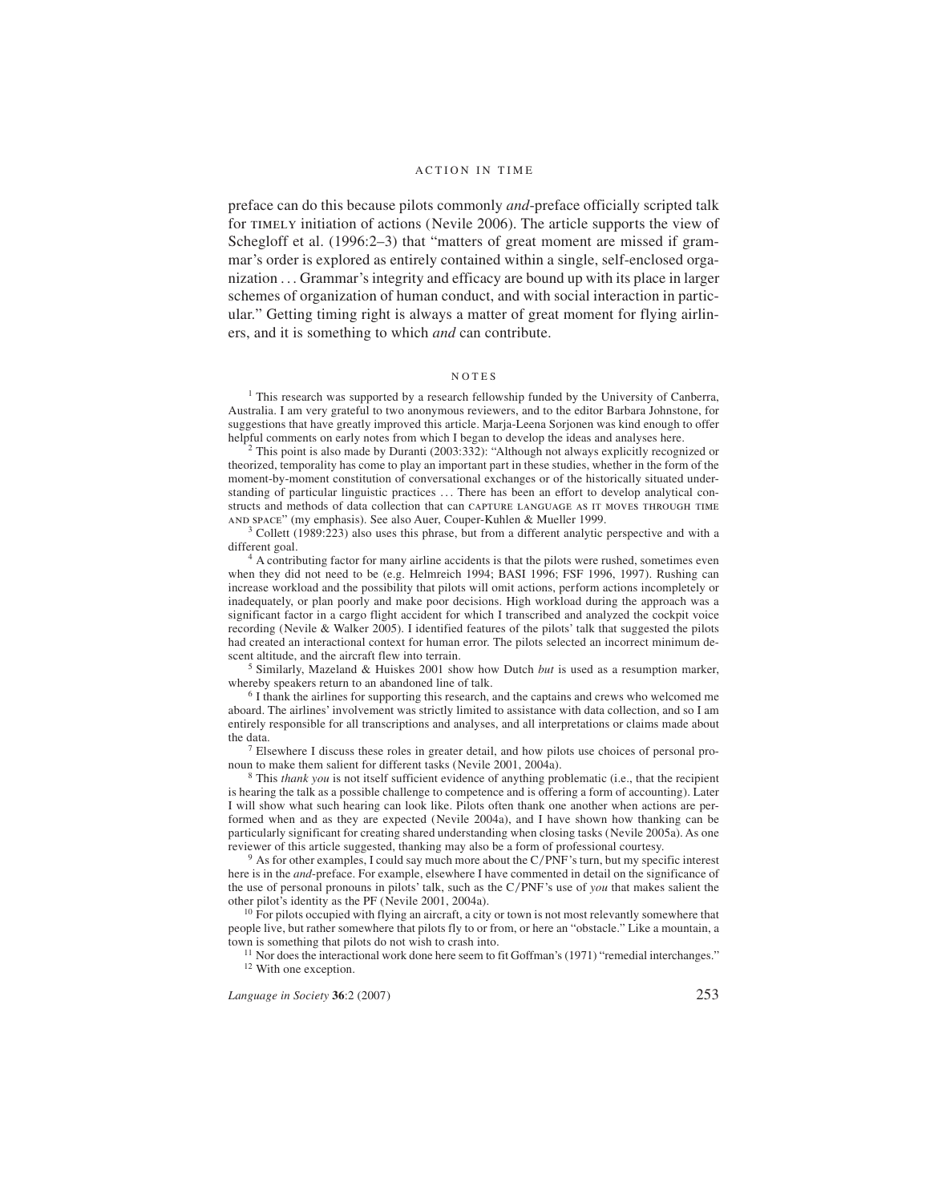preface can do this because pilots commonly *and*-preface officially scripted talk for TIMELY initiation of actions (Nevile 2006). The article supports the view of Schegloff et al. (1996:2–3) that "matters of great moment are missed if grammar's order is explored as entirely contained within a single, self-enclosed organization . . . Grammar's integrity and efficacy are bound up with its place in larger schemes of organization of human conduct, and with social interaction in particular." Getting timing right is always a matter of great moment for flying airliners, and it is something to which *and* can contribute.

## NOTES

[1] This research was supported by a research fellowship funded by the University of Canberra, Australia. I am very grateful to two anonymous reviewers, and to the editor Barbara Johnstone, for suggestions that have greatly improved this article. Marja-Leena Sorjonen was kind enough to offer helpful comments on early notes from which I began to develop the ideas and analyses here.

[2] This point is also made by Duranti (2003:332): "Although not always explicitly recognized or theorized, temporality has come to play an important part in these studies, whether in the form of the moment-by-moment constitution of conversational exchanges or of the historically situated understanding of particular linguistic practices . . . There has been an effort to develop analytical constructs and methods of data collection that can CAPTURE LANGUAGE AS IT MOVES THROUGH TIME AND SPACE" (my emphasis). See also Auer, Couper-Kuhlen & Mueller 1999.

[3] Collett (1989:223) also uses this phrase, but from a different analytic perspective and with a different goal.

[4] A contributing factor for many airline accidents is that the pilots were rushed, sometimes even when they did not need to be (e.g. Helmreich 1994; BASI 1996; FSF 1996, 1997). Rushing can increase workload and the possibility that pilots will omit actions, perform actions incompletely or inadequately, or plan poorly and make poor decisions. High workload during the approach was a significant factor in a cargo flight accident for which I transcribed and analyzed the cockpit voice recording (Nevile & Walker 2005). I identified features of the pilots' talk that suggested the pilots had created an interactional context for human error. The pilots selected an incorrect minimum descent altitude, and the aircraft flew into terrain.

[5] Similarly, Mazeland & Huiskes 2001 show how Dutch *but* is used as a resumption marker, whereby speakers return to an abandoned line of talk.

[6] I thank the airlines for supporting this research, and the captains and crews who welcomed me aboard. The airlines' involvement was strictly limited to assistance with data collection, and so I am entirely responsible for all transcriptions and analyses, and all interpretations or claims made about the data.

[7] Elsewhere I discuss these roles in greater detail, and how pilots use choices of personal pronoun to make them salient for different tasks (Nevile 2001, 2004a).

[8] This *thank you* is not itself sufficient evidence of anything problematic (i.e., that the recipient is hearing the talk as a possible challenge to competence and is offering a form of accounting). Later I will show what such hearing can look like. Pilots often thank one another when actions are performed when and as they are expected (Nevile 2004a), and I have shown how thanking can be particularly significant for creating shared understanding when closing tasks (Nevile 2005a). As one reviewer of this article suggested, thanking may also be a form of professional courtesy.

[9] As for other examples, I could say much more about the C/PNF's turn, but my specific interest here is in the *and*-preface. For example, elsewhere I have commented in detail on the significance of the use of personal pronouns in pilots' talk, such as the C/PNF's use of *you* that makes salient the other pilot's identity as the PF (Nevile 2001, 2004a).

[10] For pilots occupied with flying an aircraft, a city or town is not most relevantly somewhere that people live, but rather somewhere that pilots fly to or from, or here an "obstacle." Like a mountain, a town is something that pilots do not wish to crash into.

[11] Nor does the interactional work done here seem to fit Goffman's (1971) "remedial interchanges."

[12] With one exception.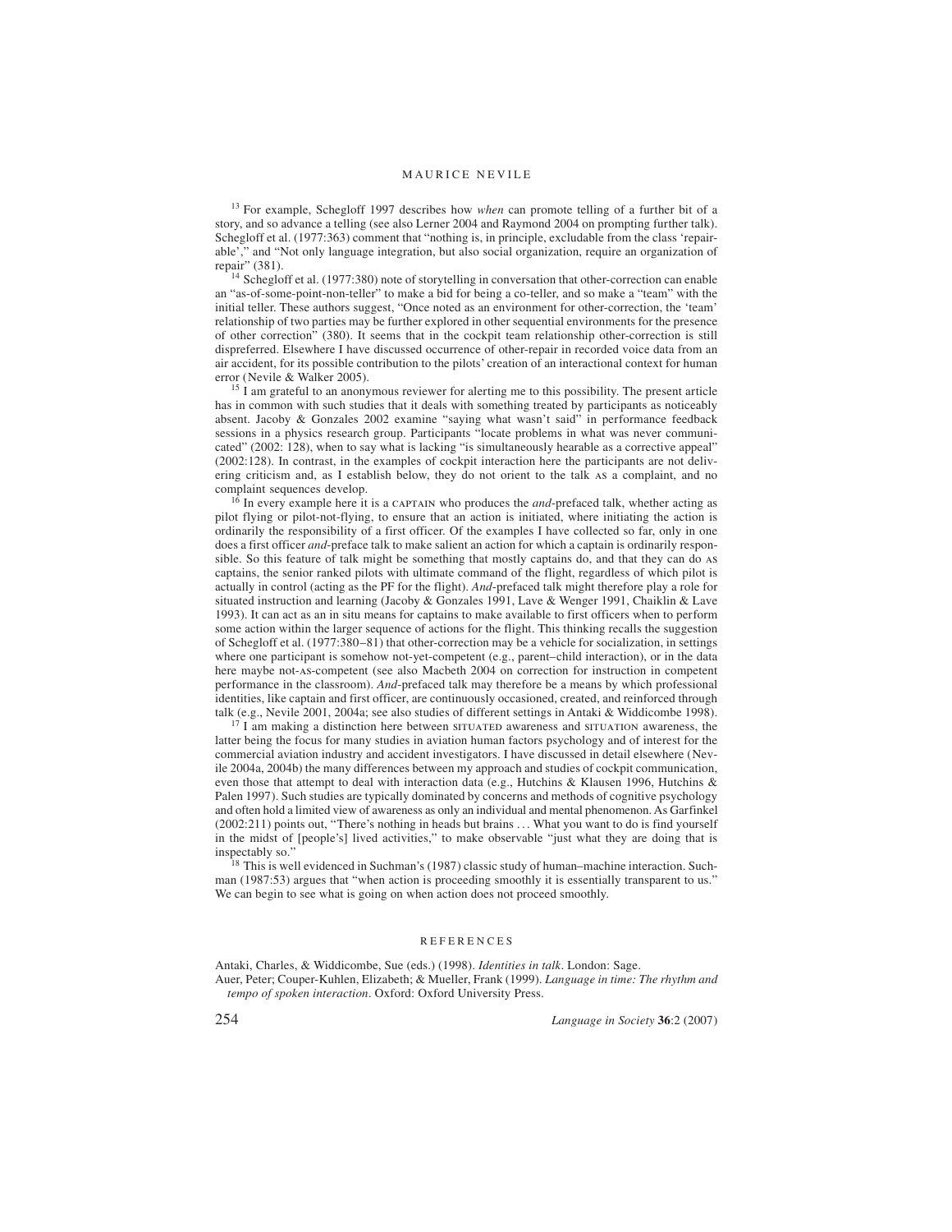[13] For example, Schegloff 1997 describes how *when* can promote telling of a further bit of a story, and so advance a telling (see also Lerner 2004 and Raymond 2004 on prompting further talk). Schegloff et al. (1977:363) comment that "nothing is, in principle, excludable from the class 'repairable'," and "Not only language integration, but also social organization, require an organization of repair" (381).

[14] Schegloff et al. (1977:380) note of storytelling in conversation that other-correction can enable an "as-of-some-point-non-teller" to make a bid for being a co-teller, and so make a "team" with the initial teller. These authors suggest, "Once noted as an environment for other-correction, the 'team' relationship of two parties may be further explored in other sequential environments for the presence of other correction" (380). It seems that in the cockpit team relationship other-correction is still dispreferred. Elsewhere I have discussed occurrence of other-repair in recorded voice data from an air accident, for its possible contribution to the pilots' creation of an interactional context for human error (Nevile & Walker 2005).

[15] I am grateful to an anonymous reviewer for alerting me to this possibility. The present article has in common with such studies that it deals with something treated by participants as noticeably absent. Jacoby & Gonzales 2002 examine "saying what wasn't said" in performance feedback sessions in a physics research group. Participants "locate problems in what was never communicated" (2002: 128), when to say what is lacking "is simultaneously hearable as a corrective appeal" (2002:128). In contrast, in the examples of cockpit interaction here the participants are not delivering criticism and, as I establish below, they do not orient to the talk AS a complaint, and no complaint sequences develop.

[16] In every example here it is a CAPTAIN who produces the *and*-prefaced talk, whether acting as pilot flying or pilot-not-flying, to ensure that an action is initiated, where initiating the action is ordinarily the responsibility of a first officer. Of the examples I have collected so far, only in one does a first officer *and*-preface talk to make salient an action for which a captain is ordinarily responsible. So this feature of talk might be something that mostly captains do, and that they can do AS captains, the senior ranked pilots with ultimate command of the flight, regardless of which pilot is actually in control (acting as the PF for the flight). *And*-prefaced talk might therefore play a role for situated instruction and learning (Jacoby & Gonzales 1991, Lave & Wenger 1991, Chaiklin & Lave 1993). It can act as an in situ means for captains to make available to first officers when to perform some action within the larger sequence of actions for the flight. This thinking recalls the suggestion of Schegloff et al. (1977:380–81) that other-correction may be a vehicle for socialization, in settings where one participant is somehow not-yet-competent (e.g., parent–child interaction), or in the data here maybe not-AS-competent (see also Macbeth 2004 on correction for instruction in competent performance in the classroom). *And*-prefaced talk may therefore be a means by which professional identities, like captain and first officer, are continuously occasioned, created, and reinforced through talk (e.g., Nevile 2001, 2004a; see also studies of different settings in Antaki & Widdicombe 1998).

[17] I am making a distinction here between SITUATED awareness and SITUATION awareness, the latter being the focus for many studies in aviation human factors psychology and of interest for the commercial aviation industry and accident investigators. I have discussed in detail elsewhere (Nevile 2004a, 2004b) the many differences between my approach and studies of cockpit communication, even those that attempt to deal with interaction data (e.g., Hutchins & Klausen 1996, Hutchins & Palen 1997). Such studies are typically dominated by concerns and methods of cognitive psychology and often hold a limited view of awareness as only an individual and mental phenomenon. As Garfinkel (2002:211) points out, "There's nothing in heads but brains . . . What you want to do is find yourself in the midst of [people's] lived activities," to make observable "just what they are doing that is inspectably so."

[18] This is well evidenced in Suchman's (1987) classic study of human–machine interaction. Suchman (1987:53) argues that "when action is proceeding smoothly it is essentially transparent to us." We can begin to see what is going on when action does not proceed smoothly.

## REFERENCES

Antaki, Charles, & Widdicombe, Sue (eds.) (1998). *Identities in talk*. London: Sage.

Auer, Peter; Couper-Kuhlen, Elizabeth; & Mueller, Frank (1999). *Language in time: The rhythm and tempo of spoken interaction*. Oxford: Oxford University Press.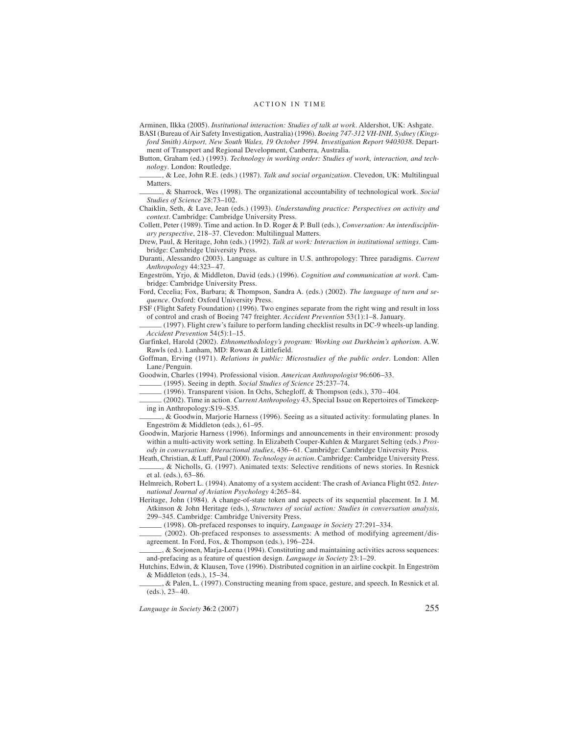Arminen, Ilkka (2005). *Institutional interaction: Studies of talk at work*. Aldershot, UK: Ashgate.

BASI (Bureau of Air Safety Investigation, Australia) (1996). *Boeing 747-312 VH-INH, Sydney (Kingsford Smith) Airport, New South Wales, 19 October 1994. Investigation Report 9403038*. Department of Transport and Regional Development, Canberra, Australia.

Button, Graham (ed.) (1993). *Technology in working order: Studies of work, interaction, and technology*. London: Routledge.

______, & Lee, John R.E. (eds.) (1987). *Talk and social organization*. Clevedon, UK: Multilingual Matters.

______, & Sharrock, Wes (1998). The organizational accountability of technological work. *Social Studies of Science* 28:73–102.

Chaiklin, Seth, & Lave, Jean (eds.) (1993). *Understanding practice: Perspectives on activity and context*. Cambridge: Cambridge University Press.

Collett, Peter (1989). Time and action. In D. Roger & P. Bull (eds.), *Conversation: An interdisciplinary perspective*, 218–37. Clevedon: Multilingual Matters.

Drew, Paul, & Heritage, John (eds.) (1992). *Talk at work: Interaction in institutional settings*. Cambridge: Cambridge University Press.

Duranti, Alessandro (2003). Language as culture in U.S. anthropology: Three paradigms. *Current Anthropology* 44:323–47.

Engeström, Yrjo, & Middleton, David (eds.) (1996). *Cognition and communication at work*. Cambridge: Cambridge University Press.

Ford, Cecelia; Fox, Barbara; & Thompson, Sandra A. (eds.) (2002). *The language of turn and sequence*. Oxford: Oxford University Press.

FSF (Flight Safety Foundation) (1996). Two engines separate from the right wing and result in loss of control and crash of Boeing 747 freighter. *Accident Prevention* 53(1):1–8. January.

______ (1997). Flight crew's failure to perform landing checklist results in DC-9 wheels-up landing. *Accident Prevention* 54(5):1–15.

Garfinkel, Harold (2002). *Ethnomethodology's program: Working out Durkheim's aphorism*. A.W. Rawls (ed.). Lanham, MD: Rowan & Littlefield.

Goffman, Erving (1971). *Relations in public: Microstudies of the public order*. London: Allen Lane/Penguin.

Goodwin, Charles (1994). Professional vision. *American Anthropologist* 96:606–33.

______ (1995). Seeing in depth. *Social Studies of Science* 25:237–74.

______ (1996). Transparent vision. In Ochs, Schegloff, & Thompson (eds.), 370–404.

______ (2002). Time in action. *Current Anthropology* 43, Special Issue on Repertoires of Timekeeping in Anthropology:S19–S35.

______, & Goodwin, Marjorie Harness (1996). Seeing as a situated activity: formulating planes. In Engeström & Middleton (eds.), 61–95.

Goodwin, Marjorie Harness (1996). Informings and announcements in their environment: prosody within a multi-activity work setting. In Elizabeth Couper-Kuhlen & Margaret Selting (eds.) *Prosody in conversation: Interactional studies*, 436–61. Cambridge: Cambridge University Press.

Heath, Christian, & Luff, Paul (2000). *Technology in action*. Cambridge: Cambridge University Press.

______, & Nicholls, G. (1997). Animated texts: Selective renditions of news stories. In Resnick et al. (eds.), 63–86.

Helmreich, Robert L. (1994). Anatomy of a system accident: The crash of Avianca Flight 052. *International Journal of Aviation Psychology* 4:265–84.

Heritage, John (1984). A change-of-state token and aspects of its sequential placement. In J. M. Atkinson & John Heritage (eds.), *Structures of social action: Studies in conversation analysis*, 299–345. Cambridge: Cambridge University Press.

______ (1998). Oh-prefaced responses to inquiry, *Language in Society* 27:291–334.

______ (2002). Oh-prefaced responses to assessments: A method of modifying agreement/disagreement. In Ford, Fox, & Thompson (eds.), 196–224.

______, & Sorjonen, Marja-Leena (1994). Constituting and maintaining activities across sequences: and-prefacing as a feature of question design. *Language in Society* 23:1–29.

Hutchins, Edwin, & Klausen, Tove (1996). Distributed cognition in an airline cockpit. In Engeström & Middleton (eds.), 15–34.

______, & Palen, L. (1997). Constructing meaning from space, gesture, and speech. In Resnick et al. (eds.), 23–40.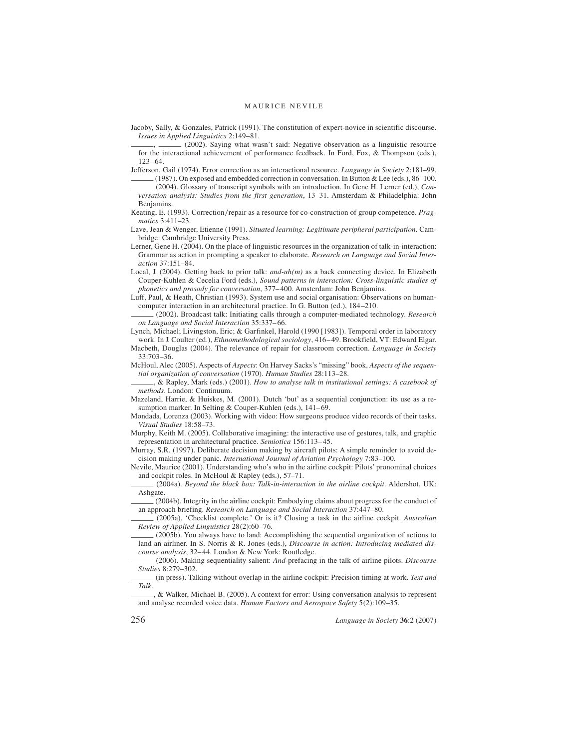Jacoby, Sally, & Gonzales, Patrick (1991). The constitution of expert-novice in scientific discourse. *Issues in Applied Linguistics* 2:149–81.

______, ______ (2002). Saying what wasn't said: Negative observation as a linguistic resource for the interactional achievement of performance feedback. In Ford, Fox, & Thompson (eds.), 123–64.

Jefferson, Gail (1974). Error correction as an interactional resource. *Language in Society* 2:181–99.

______ (1987). On exposed and embedded correction in conversation. In Button & Lee (eds.), 86–100.

______ (2004). Glossary of transcript symbols with an introduction. In Gene H. Lerner (ed.), *Conversation analysis: Studies from the first generation*, 13–31. Amsterdam & Philadelphia: John Benjamins.

Keating, E. (1993). Correction/repair as a resource for co-construction of group competence. *Pragmatics* 3:411–23.

Lave, Jean & Wenger, Etienne (1991). *Situated learning: Legitimate peripheral participation*. Cambridge: Cambridge University Press.

Lerner, Gene H. (2004). On the place of linguistic resources in the organization of talk-in-interaction: Grammar as action in prompting a speaker to elaborate. *Research on Language and Social Interaction* 37:151–84.

Local, J. (2004). Getting back to prior talk: *and-uh(m)* as a back connecting device. In Elizabeth Couper-Kuhlen & Cecelia Ford (eds.), *Sound patterns in interaction: Cross-linguistic studies of phonetics and prosody for conversation*, 377–400. Amsterdam: John Benjamins.

Luff, Paul, & Heath, Christian (1993). System use and social organisation: Observations on human-computer interaction in an architectural practice. In G. Button (ed.), 184–210.

______ (2002). Broadcast talk: Initiating calls through a computer-mediated technology. *Research on Language and Social Interaction* 35:337–66.

Lynch, Michael; Livingston, Eric; & Garfinkel, Harold (1990 [1983]). Temporal order in laboratory work. In J. Coulter (ed.), *Ethnomethodological sociology*, 416–49. Brookfield, VT: Edward Elgar.

Macbeth, Douglas (2004). The relevance of repair for classroom correction. *Language in Society* 33:703–36.

McHoul, Alec (2005). Aspects of *Aspects*: On Harvey Sacks's "missing" book, *Aspects of the sequential organization of conversation* (1970). *Human Studies* 28:113–28.

______, & Rapley, Mark (eds.) (2001). *How to analyse talk in institutional settings: A casebook of methods*. London: Continuum.

Mazeland, Harrie, & Huiskes, M. (2001). Dutch 'but' as a sequential conjunction: its use as a resumption marker. In Selting & Couper-Kuhlen (eds.), 141–69.

Mondada, Lorenza (2003). Working with video: How surgeons produce video records of their tasks. *Visual Studies* 18:58–73.

Murphy, Keith M. (2005). Collaborative imagining: the interactive use of gestures, talk, and graphic representation in architectural practice. *Semiotica* 156:113–45.

Murray, S.R. (1997). Deliberate decision making by aircraft pilots: A simple reminder to avoid decision making under panic. *International Journal of Aviation Psychology* 7:83–100.

Nevile, Maurice (2001). Understanding who's who in the airline cockpit: Pilots' pronominal choices and cockpit roles. In McHoul & Rapley (eds.), 57–71.

______ (2004a). *Beyond the black box: Talk-in-interaction in the airline cockpit*. Aldershot, UK: Ashgate.

______ (2004b). Integrity in the airline cockpit: Embodying claims about progress for the conduct of an approach briefing. *Research on Language and Social Interaction* 37:447–80.

______ (2005a). 'Checklist complete.' Or is it? Closing a task in the airline cockpit. *Australian Review of Applied Linguistics* 28(2):60–76.

______ (2005b). You always have to land: Accomplishing the sequential organization of actions to land an airliner. In S. Norris & R. Jones (eds.), *Discourse in action: Introducing mediated discourse analysis*, 32–44. London & New York: Routledge.

______ (2006). Making sequentiality salient: *And*-prefacing in the talk of airline pilots. *Discourse Studies* 8:279–302.

______ (in press). Talking without overlap in the airline cockpit: Precision timing at work. *Text and Talk*.

______, & Walker, Michael B. (2005). A context for error: Using conversation analysis to represent and analyse recorded voice data. *Human Factors and Aerospace Safety* 5(2):109–35.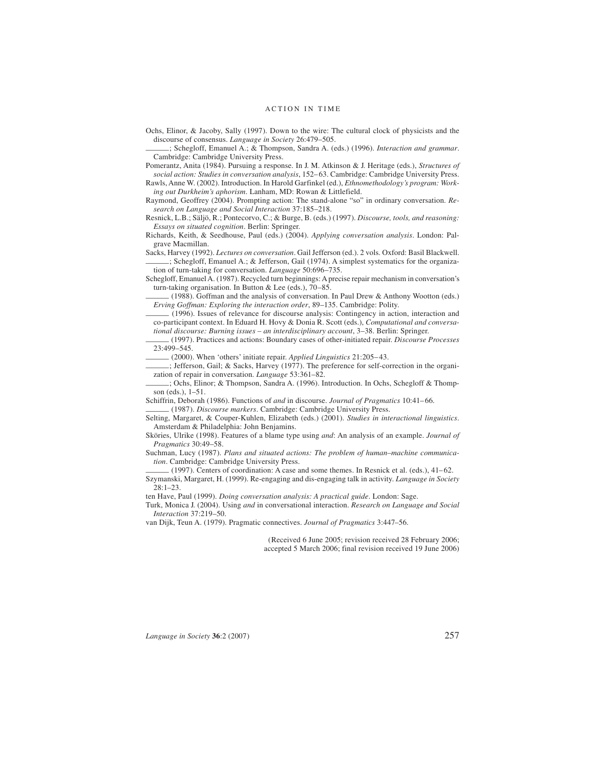Ochs, Elinor, & Jacoby, Sally (1997). Down to the wire: The cultural clock of physicists and the discourse of consensus. *Language in Society* 26:479–505.

______; Schegloff, Emanuel A.; & Thompson, Sandra A. (eds.) (1996). *Interaction and grammar*. Cambridge: Cambridge University Press.

Pomerantz, Anita (1984). Pursuing a response. In J. M. Atkinson & J. Heritage (eds.), *Structures of social action: Studies in conversation analysis*, 152–63. Cambridge: Cambridge University Press.

Rawls, Anne W. (2002). Introduction. In Harold Garfinkel (ed.), *Ethnomethodology's program: Working out Durkheim's aphorism*. Lanham, MD: Rowan & Littlefield.

Raymond, Geoffrey (2004). Prompting action: The stand-alone "so" in ordinary conversation. *Research on Language and Social Interaction* 37:185–218.

Resnick, L.B.; Säljö, R.; Pontecorvo, C.; & Burge, B. (eds.) (1997). *Discourse, tools, and reasoning: Essays on situated cognition*. Berlin: Springer.

Richards, Keith, & Seedhouse, Paul (eds.) (2004). *Applying conversation analysis*. London: Palgrave Macmillan.

Sacks, Harvey (1992). *Lectures on conversation*. Gail Jefferson (ed.). 2 vols. Oxford: Basil Blackwell.

______; Schegloff, Emanuel A.; & Jefferson, Gail (1974). A simplest systematics for the organization of turn-taking for conversation. *Language* 50:696–735.

Schegloff, Emanuel A. (1987). Recycled turn beginnings: A precise repair mechanism in conversation's turn-taking organisation. In Button & Lee (eds.), 70–85.

______ (1988). Goffman and the analysis of conversation. In Paul Drew & Anthony Wootton (eds.) *Erving Goffman: Exploring the interaction order*, 89–135. Cambridge: Polity.

______ (1996). Issues of relevance for discourse analysis: Contingency in action, interaction and co-participant context. In Eduard H. Hovy & Donia R. Scott (eds.), *Computational and conversational discourse: Burning issues – an interdisciplinary account*, 3–38. Berlin: Springer.

______ (1997). Practices and actions: Boundary cases of other-initiated repair. *Discourse Processes* 23:499–545.

______ (2000). When 'others' initiate repair. *Applied Linguistics* 21:205–43.

______; Jefferson, Gail; & Sacks, Harvey (1977). The preference for self-correction in the organization of repair in conversation. *Language* 53:361–82.

______; Ochs, Elinor; & Thompson, Sandra A. (1996). Introduction. In Ochs, Schegloff & Thompson (eds.), 1–51.

Schiffrin, Deborah (1986). Functions of *and* in discourse. *Journal of Pragmatics* 10:41–66.

______ (1987). *Discourse markers*. Cambridge: Cambridge University Press.

Selting, Margaret, & Couper-Kuhlen, Elizabeth (eds.) (2001). *Studies in interactional linguistics*. Amsterdam & Philadelphia: John Benjamins.

Sköries, Ulrike (1998). Features of a blame type using *and*: An analysis of an example. *Journal of Pragmatics* 30:49–58.

Suchman, Lucy (1987). *Plans and situated actions: The problem of human–machine communication*. Cambridge: Cambridge University Press.

______ (1997). Centers of coordination: A case and some themes. In Resnick et al. (eds.), 41–62.

Szymanski, Margaret, H. (1999). Re-engaging and dis-engaging talk in activity. *Language in Society* 28:1–23.

ten Have, Paul (1999). *Doing conversation analysis: A practical guide*. London: Sage.

Turk, Monica J. (2004). Using *and* in conversational interaction. *Research on Language and Social Interaction* 37:219–50.

van Dijk, Teun A. (1979). Pragmatic connectives. *Journal of Pragmatics* 3:447–56.

(Received 6 June 2005; revision received 28 February 2006; accepted 5 March 2006; final revision received 19 June 2006)